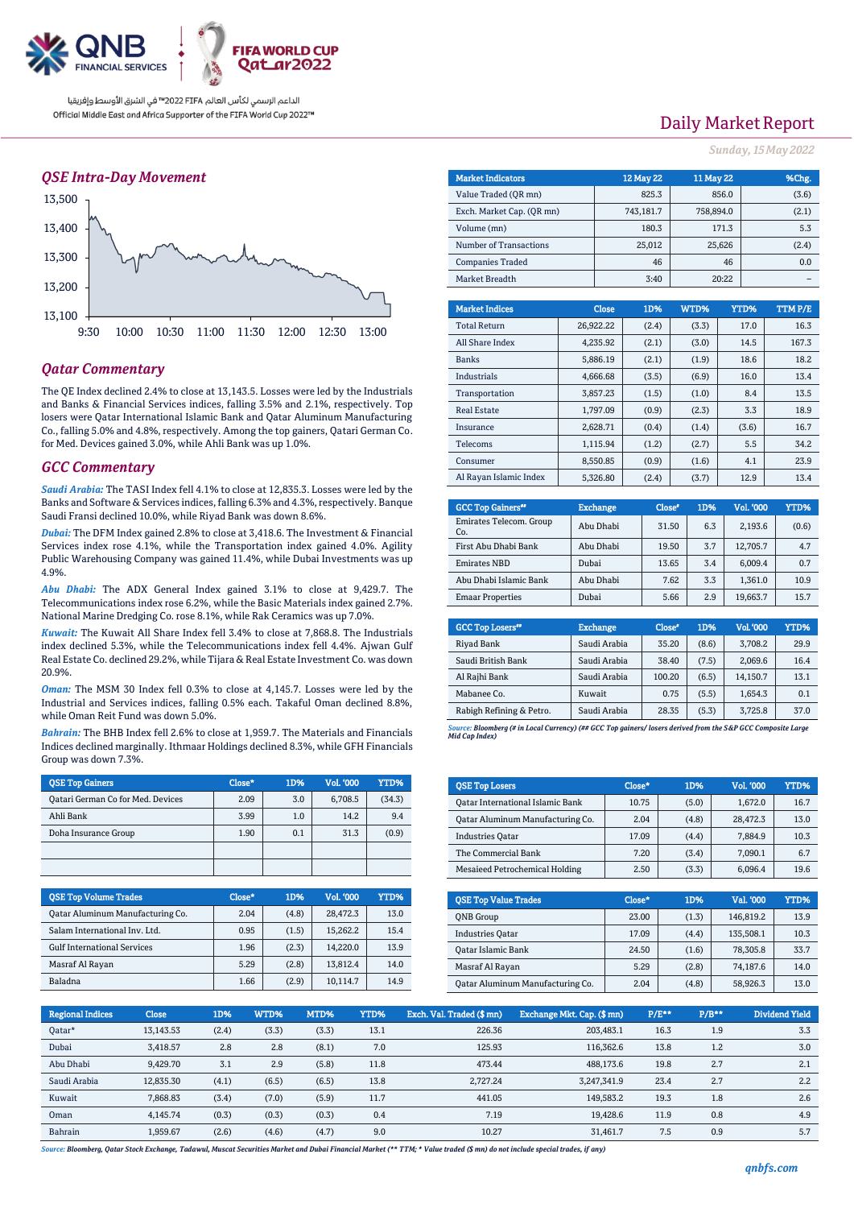QNB FINANCIAL SERVICES

FIFA WORLD CUP Qatar2022

الداعم الرسمي لكأس العالم FIFA 2022™ في الشرق الأوسط وإفريقيا
Official Middle East and Africa Supporter of the FIFA World Cup 2022™

# Daily Market Report

*Sunday, 15 May 2022*

## QSE Intra-Day Movement

## Qatar Commentary

The QE Index declined 2.4% to close at 13,143.5. Losses were led by the Industrials and Banks & Financial Services indices, falling 3.5% and 2.1%, respectively. Top losers were Qatar International Islamic Bank and Qatar Aluminum Manufacturing Co., falling 5.0% and 4.8%, respectively. Among the top gainers, Qatari German Co. for Med. Devices gained 3.0%, while Ahli Bank was up 1.0%.

## GCC Commentary

*Saudi Arabia:* The TASI Index fell 4.1% to close at 12,835.3. Losses were led by the Banks and Software & Services indices, falling 6.3% and 4.3%, respectively. Banque Saudi Fransi declined 10.0%, while Riyad Bank was down 8.6%.

*Dubai:* The DFM Index gained 2.8% to close at 3,418.6. The Investment & Financial Services index rose 4.1%, while the Transportation index gained 4.0%. Agility Public Warehousing Company was gained 11.4%, while Dubai Investments was up 4.9%.

*Abu Dhabi:* The ADX General Index gained 3.1% to close at 9,429.7. The Telecommunications index rose 6.2%, while the Basic Materials index gained 2.7%. National Marine Dredging Co. rose 8.1%, while Rak Ceramics was up 7.0%.

*Kuwait:* The Kuwait All Share Index fell 3.4% to close at 7,868.8. The Industrials index declined 5.3%, while the Telecommunications index fell 4.4%. Ajwan Gulf Real Estate Co. declined 29.2%, while Tijara & Real Estate Investment Co. was down 20.9%.

*Oman:* The MSM 30 Index fell 0.3% to close at 4,145.7. Losses were led by the Industrial and Services indices, falling 0.5% each. Takaful Oman declined 8.8%, while Oman Reit Fund was down 5.0%.

*Bahrain:* The BHB Index fell 2.6% to close at 1,959.7. The Materials and Financials Indices declined marginally. Ithmaar Holdings declined 8.3%, while GFH Financials Group was down 7.3%.

| Market Indicators | 12 May 22 | 11 May 22 | %Chg. |
|---|---|---|---|
| Value Traded (QR mn) | 825.3 | 856.0 | (3.6) |
| Exch. Market Cap. (QR mn) | 743,181.7 | 758,894.0 | (2.1) |
| Volume (mn) | 180.3 | 171.3 | 5.3 |
| Number of Transactions | 25,012 | 25,626 | (2.4) |
| Companies Traded | 46 | 46 | 0.0 |
| Market Breadth | 3:40 | 20:22 | – |

| Market Indices | Close | 1D% | WTD% | YTD% | TTM P/E |
|---|---|---|---|---|---|
| Total Return | 26,922.22 | (2.4) | (3.3) | 17.0 | 16.3 |
| All Share Index | 4,235.92 | (2.1) | (3.0) | 14.5 | 167.3 |
| Banks | 5,886.19 | (2.1) | (1.9) | 18.6 | 18.2 |
| Industrials | 4,666.68 | (3.5) | (6.9) | 16.0 | 13.4 |
| Transportation | 3,857.23 | (1.5) | (1.0) | 8.4 | 13.5 |
| Real Estate | 1,797.09 | (0.9) | (2.3) | 3.3 | 18.9 |
| Insurance | 2,628.71 | (0.4) | (1.4) | (3.6) | 16.7 |
| Telecoms | 1,115.94 | (1.2) | (2.7) | 5.5 | 34.2 |
| Consumer | 8,550.85 | (0.9) | (1.6) | 4.1 | 23.9 |
| Al Rayan Islamic Index | 5,326.80 | (2.4) | (3.7) | 12.9 | 13.4 |

| GCC Top Gainers## | Exchange | Close# | 1D% | Vol. '000 | YTD% |
|---|---|---|---|---|---|
| Emirates Telecom. Group Co. | Abu Dhabi | 31.50 | 6.3 | 2,193.6 | (0.6) |
| First Abu Dhabi Bank | Abu Dhabi | 19.50 | 3.7 | 12,705.7 | 4.7 |
| Emirates NBD | Dubai | 13.65 | 3.4 | 6,009.4 | 0.7 |
| Abu Dhabi Islamic Bank | Abu Dhabi | 7.62 | 3.3 | 1,361.0 | 10.9 |
| Emaar Properties | Dubai | 5.66 | 2.9 | 19,663.7 | 15.7 |

| GCC Top Losers## | Exchange | Close# | 1D% | Vol. '000 | YTD% |
|---|---|---|---|---|---|
| Riyad Bank | Saudi Arabia | 35.20 | (8.6) | 3,708.2 | 29.9 |
| Saudi British Bank | Saudi Arabia | 38.40 | (7.5) | 2,069.6 | 16.4 |
| Al Rajhi Bank | Saudi Arabia | 100.20 | (6.5) | 14,150.7 | 13.1 |
| Mabanee Co. | Kuwait | 0.75 | (5.5) | 1,654.3 | 0.1 |
| Rabigh Refining & Petro. | Saudi Arabia | 28.35 | (5.3) | 3,725.8 | 37.0 |

*Source: Bloomberg (# in Local Currency) (## GCC Top gainers/ losers derived from the S&P GCC Composite Large Mid Cap Index)*

| QSE Top Gainers | Close* | 1D% | Vol. '000 | YTD% |
|---|---|---|---|---|
| Qatari German Co for Med. Devices | 2.09 | 3.0 | 6,708.5 | (34.3) |
| Ahli Bank | 3.99 | 1.0 | 14.2 | 9.4 |
| Doha Insurance Group | 1.90 | 0.1 | 31.3 | (0.9) |

| QSE Top Losers | Close* | 1D% | Vol. '000 | YTD% |
|---|---|---|---|---|
| Qatar International Islamic Bank | 10.75 | (5.0) | 1,672.0 | 16.7 |
| Qatar Aluminum Manufacturing Co. | 2.04 | (4.8) | 28,472.3 | 13.0 |
| Industries Qatar | 17.09 | (4.4) | 7,884.9 | 10.3 |
| The Commercial Bank | 7.20 | (3.4) | 7,090.1 | 6.7 |
| Mesaieed Petrochemical Holding | 2.50 | (3.3) | 6,096.4 | 19.6 |

| QSE Top Volume Trades | Close* | 1D% | Vol. '000 | YTD% |
|---|---|---|---|---|
| Qatar Aluminum Manufacturing Co. | 2.04 | (4.8) | 28,472.3 | 13.0 |
| Salam International Inv. Ltd. | 0.95 | (1.5) | 15,262.2 | 15.4 |
| Gulf International Services | 1.96 | (2.3) | 14,220.0 | 13.9 |
| Masraf Al Rayan | 5.29 | (2.8) | 13,812.4 | 14.0 |
| Baladna | 1.66 | (2.9) | 10,114.7 | 14.9 |

| QSE Top Value Trades | Close* | 1D% | Val. '000 | YTD% |
|---|---|---|---|---|
| QNB Group | 23.00 | (1.3) | 146,819.2 | 13.9 |
| Industries Qatar | 17.09 | (4.4) | 135,508.1 | 10.3 |
| Qatar Islamic Bank | 24.50 | (1.6) | 78,305.8 | 33.7 |
| Masraf Al Rayan | 5.29 | (2.8) | 74,187.6 | 14.0 |
| Qatar Aluminum Manufacturing Co. | 2.04 | (4.8) | 58,926.3 | 13.0 |

| Regional Indices | Close | 1D% | WTD% | MTD% | YTD% | Exch. Val. Traded ($ mn) | Exchange Mkt. Cap. ($ mn) | P/E** | P/B** | Dividend Yield |
|---|---|---|---|---|---|---|---|---|---|---|
| Qatar* | 13,143.53 | (2.4) | (3.3) | (3.3) | 13.1 | 226.36 | 203,483.1 | 16.3 | 1.9 | 3.3 |
| Dubai | 3,418.57 | 2.8 | 2.8 | (8.1) | 7.0 | 125.93 | 116,362.6 | 13.8 | 1.2 | 3.0 |
| Abu Dhabi | 9,429.70 | 3.1 | 2.9 | (5.8) | 11.8 | 473.44 | 488,173.6 | 19.8 | 2.7 | 2.1 |
| Saudi Arabia | 12,835.30 | (4.1) | (6.5) | (6.5) | 13.8 | 2,727.24 | 3,247,341.9 | 23.4 | 2.7 | 2.2 |
| Kuwait | 7,868.83 | (3.4) | (7.0) | (5.9) | 11.7 | 441.05 | 149,583.2 | 19.3 | 1.8 | 2.6 |
| Oman | 4,145.74 | (0.3) | (0.3) | (0.3) | 0.4 | 7.19 | 19,428.6 | 11.9 | 0.8 | 4.9 |
| Bahrain | 1,959.67 | (2.6) | (4.6) | (4.7) | 9.0 | 10.27 | 31,461.7 | 7.5 | 0.9 | 5.7 |

*Source: Bloomberg, Qatar Stock Exchange, Tadawul, Muscat Securities Market and Dubai Financial Market (** TTM; * Value traded ($ mn) do not include special trades, if any)*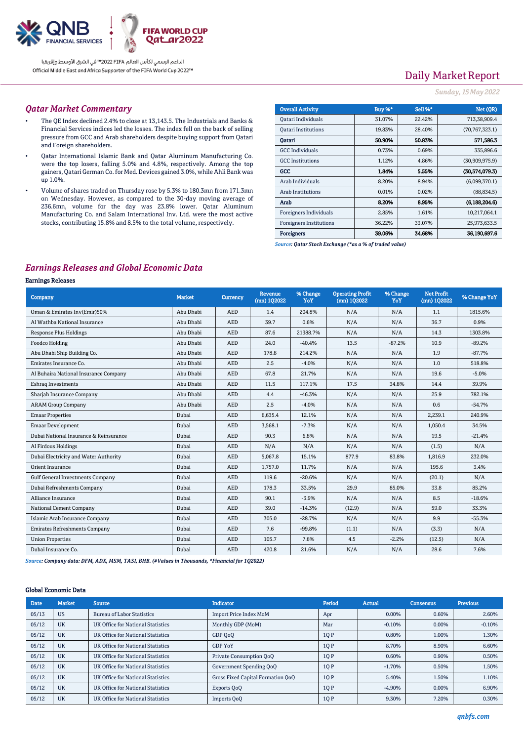Daily Market Report

*Sunday, 15 May 2022*

## *Qatar Market Commentary*

- The QE Index declined 2.4% to close at 13,143.5. The Industrials and Banks & Financial Services indices led the losses. The index fell on the back of selling pressure from GCC and Arab shareholders despite buying support from Qatari and Foreign shareholders.
- Qatar International Islamic Bank and Qatar Aluminum Manufacturing Co. were the top losers, falling 5.0% and 4.8%, respectively. Among the top gainers, Qatari German Co. for Med. Devices gained 3.0%, while Ahli Bank was up 1.0%.
- Volume of shares traded on Thursday rose by 5.3% to 180.3mn from 171.3mn on Wednesday. However, as compared to the 30-day moving average of 236.6mn, volume for the day was 23.8% lower. Qatar Aluminum Manufacturing Co. and Salam International Inv. Ltd. were the most active stocks, contributing 15.8% and 8.5% to the total volume, respectively.

| Overall Activity | Buy %* | Sell %* | Net (QR) |
|---|---|---|---|
| Qatari Individuals | 31.07% | 22.42% | 713,38,909.4 |
| Qatari Institutions | 19.83% | 28.40% | (70,767,323.1) |
| **Qatari** | **50.90%** | **50.83%** | **571,586.3** |
| GCC Individuals | 0.73% | 0.69% | 335,896.6 |
| GCC Institutions | 1.12% | 4.86% | (30,909,975.9) |
| **GCC** | **1.84%** | **5.55%** | **(30,574,079.3)** |
| Arab Individuals | 8.20% | 8.94% | (6,099,370.1) |
| Arab Institutions | 0.01% | 0.02% | (88,834.5) |
| **Arab** | **8.20%** | **8.95%** | **(6,188,204.6)** |
| Foreigners Individuals | 2.85% | 1.61% | 10,217,064.1 |
| Foreigners Institutions | 36.22% | 33.07% | 25,973,633.5 |
| **Foreigners** | **39.06%** | **34.68%** | **36,190,697.6** |

*Source: Qatar Stock Exchange (\*as a % of traded value)*

## *Earnings Releases and Global Economic Data*

### Earnings Releases

| Company | Market | Currency | Revenue (mn) 1Q2022 | % Change YoY | Operating Profit (mn) 1Q2022 | % Change YoY | Net Profit (mn) 1Q2022 | % Change YoY |
|---|---|---|---|---|---|---|---|---|
| Oman & Emirates Inv(Emir)50% | Abu Dhabi | AED | 1.4 | 204.8% | N/A | N/A | 1.1 | 1815.6% |
| Al Wathba National Insurance | Abu Dhabi | AED | 39.7 | 0.6% | N/A | N/A | 36.7 | 0.9% |
| Response Plus Holdings | Abu Dhabi | AED | 87.6 | 21388.7% | N/A | N/A | 14.3 | 1303.8% |
| Foodco Holding | Abu Dhabi | AED | 24.0 | -40.4% | 13.5 | -87.2% | 10.9 | -89.2% |
| Abu Dhabi Ship Building Co. | Abu Dhabi | AED | 178.8 | 214.2% | N/A | N/A | 1.9 | -87.7% |
| Emirates Insurance Co. | Abu Dhabi | AED | 2.5 | -4.0% | N/A | N/A | 1.0 | 518.8% |
| Al Buhaira National Insurance Company | Abu Dhabi | AED | 67.8 | 21.7% | N/A | N/A | 19.6 | -5.0% |
| Eshraq Investments | Abu Dhabi | AED | 11.5 | 117.1% | 17.5 | 34.8% | 14.4 | 39.9% |
| Sharjah Insurance Company | Abu Dhabi | AED | 4.4 | -46.3% | N/A | N/A | 25.9 | 782.1% |
| ARAM Group Company | Abu Dhabi | AED | 2.5 | -4.0% | N/A | N/A | 0.6 | -54.7% |
| Emaar Properties | Dubai | AED | 6,635.4 | 12.1% | N/A | N/A | 2,239.1 | 240.9% |
| Emaar Development | Dubai | AED | 3,568.1 | -7.3% | N/A | N/A | 1,050.4 | 34.5% |
| Dubai National Insurance & Reinsurance | Dubai | AED | 90.3 | 6.8% | N/A | N/A | 19.5 | -21.4% |
| Al Firdous Holdings | Dubai | AED | N/A | N/A | N/A | N/A | (1.5) | N/A |
| Dubai Electricity and Water Authority | Dubai | AED | 5,067.8 | 15.1% | 877.9 | 83.8% | 1,816.9 | 232.0% |
| Orient Insurance | Dubai | AED | 1,757.0 | 11.7% | N/A | N/A | 195.6 | 3.4% |
| Gulf General Investments Company | Dubai | AED | 119.6 | -20.6% | N/A | N/A | (20.1) | N/A |
| Dubai Refreshments Company | Dubai | AED | 178.3 | 33.5% | 29.9 | 85.0% | 33.8 | 85.2% |
| Alliance Insurance | Dubai | AED | 90.1 | -3.9% | N/A | N/A | 8.5 | -18.6% |
| National Cement Company | Dubai | AED | 39.0 | -14.3% | (12.9) | N/A | 59.0 | 33.3% |
| Islamic Arab Insurance Company | Dubai | AED | 305.0 | -28.7% | N/A | N/A | 9.9 | -55.3% |
| Emirates Refreshments Company | Dubai | AED | 7.6 | -99.8% | (1.1) | N/A | (3.3) | N/A |
| Union Properties | Dubai | AED | 105.7 | 7.6% | 4.5 | -2.2% | (12.5) | N/A |
| Dubai Insurance Co. | Dubai | AED | 420.8 | 21.6% | N/A | N/A | 28.6 | 7.6% |

*Source: Company data: DFM, ADX, MSM, TASI, BHB. (#Values in Thousands, \*Financial for 1Q2022)*

### Global Economic Data

| Date | Market | Source | Indicator | Period | Actual | Consensus | Previous |
|---|---|---|---|---|---|---|---|
| 05/13 | US | Bureau of Labor Statistics | Import Price Index MoM | Apr | 0.00% | 0.60% | 2.60% |
| 05/12 | UK | UK Office for National Statistics | Monthly GDP (MoM) | Mar | -0.10% | 0.00% | -0.10% |
| 05/12 | UK | UK Office for National Statistics | GDP QoQ | 1Q P | 0.80% | 1.00% | 1.30% |
| 05/12 | UK | UK Office for National Statistics | GDP YoY | 1Q P | 8.70% | 8.90% | 6.60% |
| 05/12 | UK | UK Office for National Statistics | Private Consumption QoQ | 1Q P | 0.60% | 0.90% | 0.50% |
| 05/12 | UK | UK Office for National Statistics | Government Spending QoQ | 1Q P | -1.70% | 0.50% | 1.50% |
| 05/12 | UK | UK Office for National Statistics | Gross Fixed Capital Formation QoQ | 1Q P | 5.40% | 1.50% | 1.10% |
| 05/12 | UK | UK Office for National Statistics | Exports QoQ | 1Q P | -4.90% | 0.00% | 6.90% |
| 05/12 | UK | UK Office for National Statistics | Imports QoQ | 1Q P | 9.30% | 7.20% | 0.30% |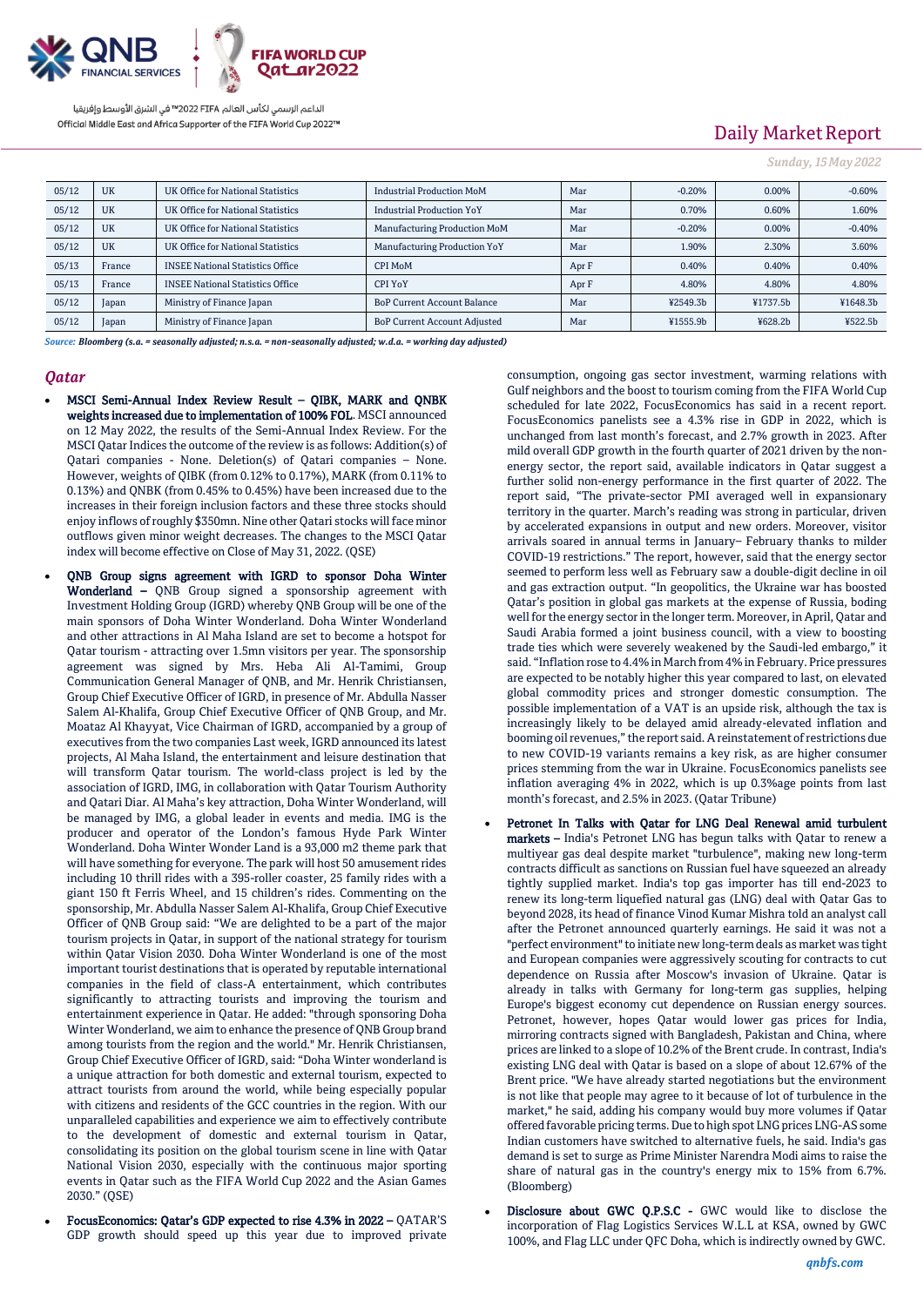| 05/12 | UK | UK Office for National Statistics | Industrial Production MoM | Mar | -0.20% | 0.00% | -0.60% |
|---|---|---|---|---|---|---|---|
| 05/12 | UK | UK Office for National Statistics | Industrial Production YoY | Mar | 0.70% | 0.60% | 1.60% |
| 05/12 | UK | UK Office for National Statistics | Manufacturing Production MoM | Mar | -0.20% | 0.00% | -0.40% |
| 05/12 | UK | UK Office for National Statistics | Manufacturing Production YoY | Mar | 1.90% | 2.30% | 3.60% |
| 05/13 | France | INSEE National Statistics Office | CPI MoM | Apr F | 0.40% | 0.40% | 0.40% |
| 05/13 | France | INSEE National Statistics Office | CPI YoY | Apr F | 4.80% | 4.80% | 4.80% |
| 05/12 | Japan | Ministry of Finance Japan | BoP Current Account Balance | Mar | ¥2549.3b | ¥1737.5b | ¥1648.3b |
| 05/12 | Japan | Ministry of Finance Japan | BoP Current Account Adjusted | Mar | ¥1555.9b | ¥628.2b | ¥522.5b |

*Source: **Bloomberg (s.a. = seasonally adjusted; n.s.a. = non-seasonally adjusted; w.d.a. = working day adjusted)***

## *Qatar*

- **MSCI Semi-Annual Index Review Result – QIBK, MARK and QNBK weights increased due to implementation of 100% FOL.** MSCI announced on 12 May 2022, the results of the Semi-Annual Index Review. For the MSCI Qatar Indices the outcome of the review is as follows: Addition(s) of Qatari companies - None. Deletion(s) of Qatari companies – None. However, weights of QIBK (from 0.12% to 0.17%), MARK (from 0.11% to 0.13%) and QNBK (from 0.45% to 0.45%) have been increased due to the increases in their foreign inclusion factors and these three stocks should enjoy inflows of roughly $350mn. Nine other Qatari stocks will face minor outflows given minor weight decreases. The changes to the MSCI Qatar index will become effective on Close of May 31, 2022. (QSE)

- **QNB Group signs agreement with IGRD to sponsor Doha Winter Wonderland –** QNB Group signed a sponsorship agreement with Investment Holding Group (IGRD) whereby QNB Group will be one of the main sponsors of Doha Winter Wonderland. Doha Winter Wonderland and other attractions in Al Maha Island are set to become a hotspot for Qatar tourism - attracting over 1.5mn visitors per year. The sponsorship agreement was signed by Mrs. Heba Ali Al-Tamimi, Group Communication General Manager of QNB, and Mr. Henrik Christiansen, Group Chief Executive Officer of IGRD, in presence of Mr. Abdulla Nasser Salem Al-Khalifa, Group Chief Executive Officer of QNB Group, and Mr. Moataz Al Khayyat, Vice Chairman of IGRD, accompanied by a group of executives from the two companies Last week, IGRD announced its latest projects, Al Maha Island, the entertainment and leisure destination that will transform Qatar tourism. The world-class project is led by the association of IGRD, IMG, in collaboration with Qatar Tourism Authority and Qatari Diar. Al Maha's key attraction, Doha Winter Wonderland, will be managed by IMG, a global leader in events and media. IMG is the producer and operator of the London's famous Hyde Park Winter Wonderland. Doha Winter Wonder Land is a 93,000 m2 theme park that will have something for everyone. The park will host 50 amusement rides including 10 thrill rides with a 395-roller coaster, 25 family rides with a giant 150 ft Ferris Wheel, and 15 children's rides. Commenting on the sponsorship, Mr. Abdulla Nasser Salem Al-Khalifa, Group Chief Executive Officer of QNB Group said: "We are delighted to be a part of the major tourism projects in Qatar, in support of the national strategy for tourism within Qatar Vision 2030. Doha Winter Wonderland is one of the most important tourist destinations that is operated by reputable international companies in the field of class-A entertainment, which contributes significantly to attracting tourists and improving the tourism and entertainment experience in Qatar. He added: "through sponsoring Doha Winter Wonderland, we aim to enhance the presence of QNB Group brand among tourists from the region and the world." Mr. Henrik Christiansen, Group Chief Executive Officer of IGRD, said: "Doha Winter wonderland is a unique attraction for both domestic and external tourism, expected to attract tourists from around the world, while being especially popular with citizens and residents of the GCC countries in the region. With our unparalleled capabilities and experience we aim to effectively contribute to the development of domestic and external tourism in Qatar, consolidating its position on the global tourism scene in line with Qatar National Vision 2030, especially with the continuous major sporting events in Qatar such as the FIFA World Cup 2022 and the Asian Games 2030." (QSE)

- **FocusEconomics: Qatar's GDP expected to rise 4.3% in 2022 –** QATAR'S GDP growth should speed up this year due to improved private consumption, ongoing gas sector investment, warming relations with Gulf neighbors and the boost to tourism coming from the FIFA World Cup scheduled for late 2022, FocusEconomics has said in a recent report. FocusEconomics panelists see a 4.3% rise in GDP in 2022, which is unchanged from last month's forecast, and 2.7% growth in 2023. After mild overall GDP growth in the fourth quarter of 2021 driven by the non-energy sector, the report said, available indicators in Qatar suggest a further solid non-energy performance in the first quarter of 2022. The report said, "The private-sector PMI averaged well in expansionary territory in the quarter. March's reading was strong in particular, driven by accelerated expansions in output and new orders. Moreover, visitor arrivals soared in annual terms in January– February thanks to milder COVID-19 restrictions." The report, however, said that the energy sector seemed to perform less well as February saw a double-digit decline in oil and gas extraction output. "In geopolitics, the Ukraine war has boosted Qatar's position in global gas markets at the expense of Russia, boding well for the energy sector in the longer term. Moreover, in April, Qatar and Saudi Arabia formed a joint business council, with a view to boosting trade ties which were severely weakened by the Saudi-led embargo," it said. "Inflation rose to 4.4% in March from 4% in February. Price pressures are expected to be notably higher this year compared to last, on elevated global commodity prices and stronger domestic consumption. The possible implementation of a VAT is an upside risk, although the tax is increasingly likely to be delayed amid already-elevated inflation and booming oil revenues," the report said. A reinstatement of restrictions due to new COVID-19 variants remains a key risk, as are higher consumer prices stemming from the war in Ukraine. FocusEconomics panelists see inflation averaging 4% in 2022, which is up 0.3%age points from last month's forecast, and 2.5% in 2023. (Qatar Tribune)

- **Petronet In Talks with Qatar for LNG Deal Renewal amid turbulent markets –** India's Petronet LNG has begun talks with Qatar to renew a multiyear gas deal despite market "turbulence", making new long-term contracts difficult as sanctions on Russian fuel have squeezed an already tightly supplied market. India's top gas importer has till end-2023 to renew its long-term liquefied natural gas (LNG) deal with Qatar Gas to beyond 2028, its head of finance Vinod Kumar Mishra told an analyst call after the Petronet announced quarterly earnings. He said it was not a "perfect environment" to initiate new long-term deals as market was tight and European companies were aggressively scouting for contracts to cut dependence on Russia after Moscow's invasion of Ukraine. Qatar is already in talks with Germany for long-term gas supplies, helping Europe's biggest economy cut dependence on Russian energy sources. Petronet, however, hopes Qatar would lower gas prices for India, mirroring contracts signed with Bangladesh, Pakistan and China, where prices are linked to a slope of 10.2% of the Brent crude. In contrast, India's existing LNG deal with Qatar is based on a slope of about 12.67% of the Brent price. "We have already started negotiations but the environment is not like that people may agree to it because of lot of turbulence in the market," he said, adding his company would buy more volumes if Qatar offered favorable pricing terms. Due to high spot LNG prices LNG-AS some Indian customers have switched to alternative fuels, he said. India's gas demand is set to surge as Prime Minister Narendra Modi aims to raise the share of natural gas in the country's energy mix to 15% from 6.7%. (Bloomberg)

- **Disclosure about GWC Q.P.S.C -** GWC would like to disclose the incorporation of Flag Logistics Services W.L.L at KSA, owned by GWC 100%, and Flag LLC under QFC Doha, which is indirectly owned by GWC.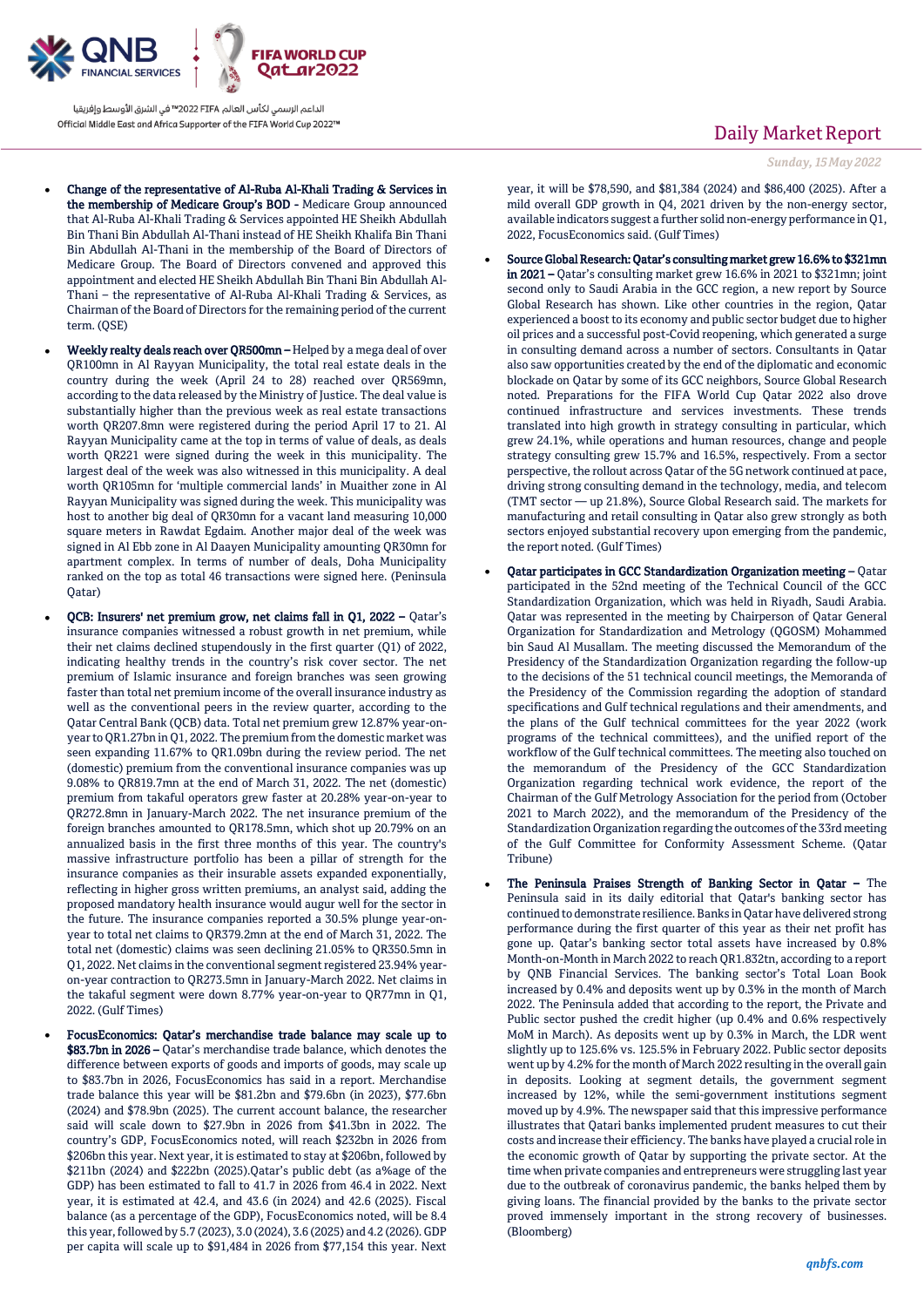- **Change of the representative of Al-Ruba Al-Khali Trading & Services in the membership of Medicare Group's BOD** - Medicare Group announced that Al-Ruba Al-Khali Trading & Services appointed HE Sheikh Abdullah Bin Thani Bin Abdullah Al-Thani instead of HE Sheikh Khalifa Bin Thani Bin Abdullah Al-Thani in the membership of the Board of Directors of Medicare Group. The Board of Directors convened and approved this appointment and elected HE Sheikh Abdullah Bin Thani Bin Abdullah Al-Thani – the representative of Al-Ruba Al-Khali Trading & Services, as Chairman of the Board of Directors for the remaining period of the current term. (QSE)

- **Weekly realty deals reach over QR500mn –** Helped by a mega deal of over QR100mn in Al Rayyan Municipality, the total real estate deals in the country during the week (April 24 to 28) reached over QR569mn, according to the data released by the Ministry of Justice. The deal value is substantially higher than the previous week as real estate transactions worth QR207.8mn were registered during the period April 17 to 21. Al Rayyan Municipality came at the top in terms of value of deals, as deals worth QR221 were signed during the week in this municipality. The largest deal of the week was also witnessed in this municipality. A deal worth QR105mn for 'multiple commercial lands' in Muaither zone in Al Rayyan Municipality was signed during the week. This municipality was host to another big deal of QR30mn for a vacant land measuring 10,000 square meters in Rawdat Egdaim. Another major deal of the week was signed in Al Ebb zone in Al Daayen Municipality amounting QR30mn for apartment complex. In terms of number of deals, Doha Municipality ranked on the top as total 46 transactions were signed here. (Peninsula Qatar)

- **QCB: Insurers' net premium grow, net claims fall in Q1, 2022 –** Qatar's insurance companies witnessed a robust growth in net premium, while their net claims declined stupendously in the first quarter (Q1) of 2022, indicating healthy trends in the country's risk cover sector. The net premium of Islamic insurance and foreign branches was seen growing faster than total net premium income of the overall insurance industry as well as the conventional peers in the review quarter, according to the Qatar Central Bank (QCB) data. Total net premium grew 12.87% year-on-year to QR1.27bn in Q1, 2022. The premium from the domestic market was seen expanding 11.67% to QR1.09bn during the review period. The net (domestic) premium from the conventional insurance companies was up 9.08% to QR819.7mn at the end of March 31, 2022. The net (domestic) premium from takaful operators grew faster at 20.28% year-on-year to QR272.8mn in January-March 2022. The net insurance premium of the foreign branches amounted to QR178.5mn, which shot up 20.79% on an annualized basis in the first three months of this year. The country's massive infrastructure portfolio has been a pillar of strength for the insurance companies as their insurable assets expanded exponentially, reflecting in higher gross written premiums, an analyst said, adding the proposed mandatory health insurance would augur well for the sector in the future. The insurance companies reported a 30.5% plunge year-on-year to total net claims to QR379.2mn at the end of March 31, 2022. The total net (domestic) claims was seen declining 21.05% to QR350.5mn in Q1, 2022. Net claims in the conventional segment registered 23.94% year-on-year contraction to QR273.5mn in January-March 2022. Net claims in the takaful segment were down 8.77% year-on-year to QR77mn in Q1, 2022. (Gulf Times)

- **FocusEconomics: Qatar's merchandise trade balance may scale up to $83.7bn in 2026 –** Qatar's merchandise trade balance, which denotes the difference between exports of goods and imports of goods, may scale up to $83.7bn in 2026, FocusEconomics has said in a report. Merchandise trade balance this year will be $81.2bn and $79.6bn (in 2023), $77.6bn (2024) and $78.9bn (2025). The current account balance, the researcher said will scale down to $27.9bn in 2026 from $41.3bn in 2022. The country's GDP, FocusEconomics noted, will reach $232bn in 2026 from $206bn this year. Next year, it is estimated to stay at $206bn, followed by $211bn (2024) and $222bn (2025).Qatar's public debt (as a%age of the GDP) has been estimated to fall to 41.7 in 2026 from 46.4 in 2022. Next year, it is estimated at 42.4, and 43.6 (in 2024) and 42.6 (2025). Fiscal balance (as a percentage of the GDP), FocusEconomics noted, will be 8.4 this year, followed by 5.7 (2023), 3.0 (2024), 3.6 (2025) and 4.2 (2026). GDP per capita will scale up to $91,484 in 2026 from $77,154 this year. Next year, it will be $78,590, and $81,384 (2024) and $86,400 (2025). After a mild overall GDP growth in Q4, 2021 driven by the non-energy sector, available indicators suggest a further solid non-energy performance in Q1, 2022, FocusEconomics said. (Gulf Times)

- **Source Global Research: Qatar's consulting market grew 16.6% to $321mn in 2021 –** Qatar's consulting market grew 16.6% in 2021 to $321mn; joint second only to Saudi Arabia in the GCC region, a new report by Source Global Research has shown. Like other countries in the region, Qatar experienced a boost to its economy and public sector budget due to higher oil prices and a successful post-Covid reopening, which generated a surge in consulting demand across a number of sectors. Consultants in Qatar also saw opportunities created by the end of the diplomatic and economic blockade on Qatar by some of its GCC neighbors, Source Global Research noted. Preparations for the FIFA World Cup Qatar 2022 also drove continued infrastructure and services investments. These trends translated into high growth in strategy consulting in particular, which grew 24.1%, while operations and human resources, change and people strategy consulting grew 15.7% and 16.5%, respectively. From a sector perspective, the rollout across Qatar of the 5G network continued at pace, driving strong consulting demand in the technology, media, and telecom (TMT sector — up 21.8%), Source Global Research said. The markets for manufacturing and retail consulting in Qatar also grew strongly as both sectors enjoyed substantial recovery upon emerging from the pandemic, the report noted. (Gulf Times)

- **Qatar participates in GCC Standardization Organization meeting –** Qatar participated in the 52nd meeting of the Technical Council of the GCC Standardization Organization, which was held in Riyadh, Saudi Arabia. Qatar was represented in the meeting by Chairperson of Qatar General Organization for Standardization and Metrology (QGOSM) Mohammed bin Saud Al Musallam. The meeting discussed the Memorandum of the Presidency of the Standardization Organization regarding the follow-up to the decisions of the 51 technical council meetings, the Memoranda of the Presidency of the Commission regarding the adoption of standard specifications and Gulf technical regulations and their amendments, and the plans of the Gulf technical committees for the year 2022 (work programs of the technical committees), and the unified report of the workflow of the Gulf technical committees. The meeting also touched on the memorandum of the Presidency of the GCC Standardization Organization regarding technical work evidence, the report of the Chairman of the Gulf Metrology Association for the period from (October 2021 to March 2022), and the memorandum of the Presidency of the Standardization Organization regarding the outcomes of the 33rd meeting of the Gulf Committee for Conformity Assessment Scheme. (Qatar Tribune)

- **The Peninsula Praises Strength of Banking Sector in Qatar –** The Peninsula said in its daily editorial that Qatar's banking sector has continued to demonstrate resilience. Banks in Qatar have delivered strong performance during the first quarter of this year as their net profit has gone up. Qatar's banking sector total assets have increased by 0.8% Month-on-Month in March 2022 to reach QR1.832tn, according to a report by QNB Financial Services. The banking sector's Total Loan Book increased by 0.4% and deposits went up by 0.3% in the month of March 2022. The Peninsula added that according to the report, the Private and Public sector pushed the credit higher (up 0.4% and 0.6% respectively MoM in March). As deposits went up by 0.3% in March, the LDR went slightly up to 125.6% vs. 125.5% in February 2022. Public sector deposits went up by 4.2% for the month of March 2022 resulting in the overall gain in deposits. Looking at segment details, the government segment increased by 12%, while the semi-government institutions segment moved up by 4.9%. The newspaper said that this impressive performance illustrates that Qatari banks implemented prudent measures to cut their costs and increase their efficiency. The banks have played a crucial role in the economic growth of Qatar by supporting the private sector. At the time when private companies and entrepreneurs were struggling last year due to the outbreak of coronavirus pandemic, the banks helped them by giving loans. The financial provided by the banks to the private sector proved immensely important in the strong recovery of businesses. (Bloomberg)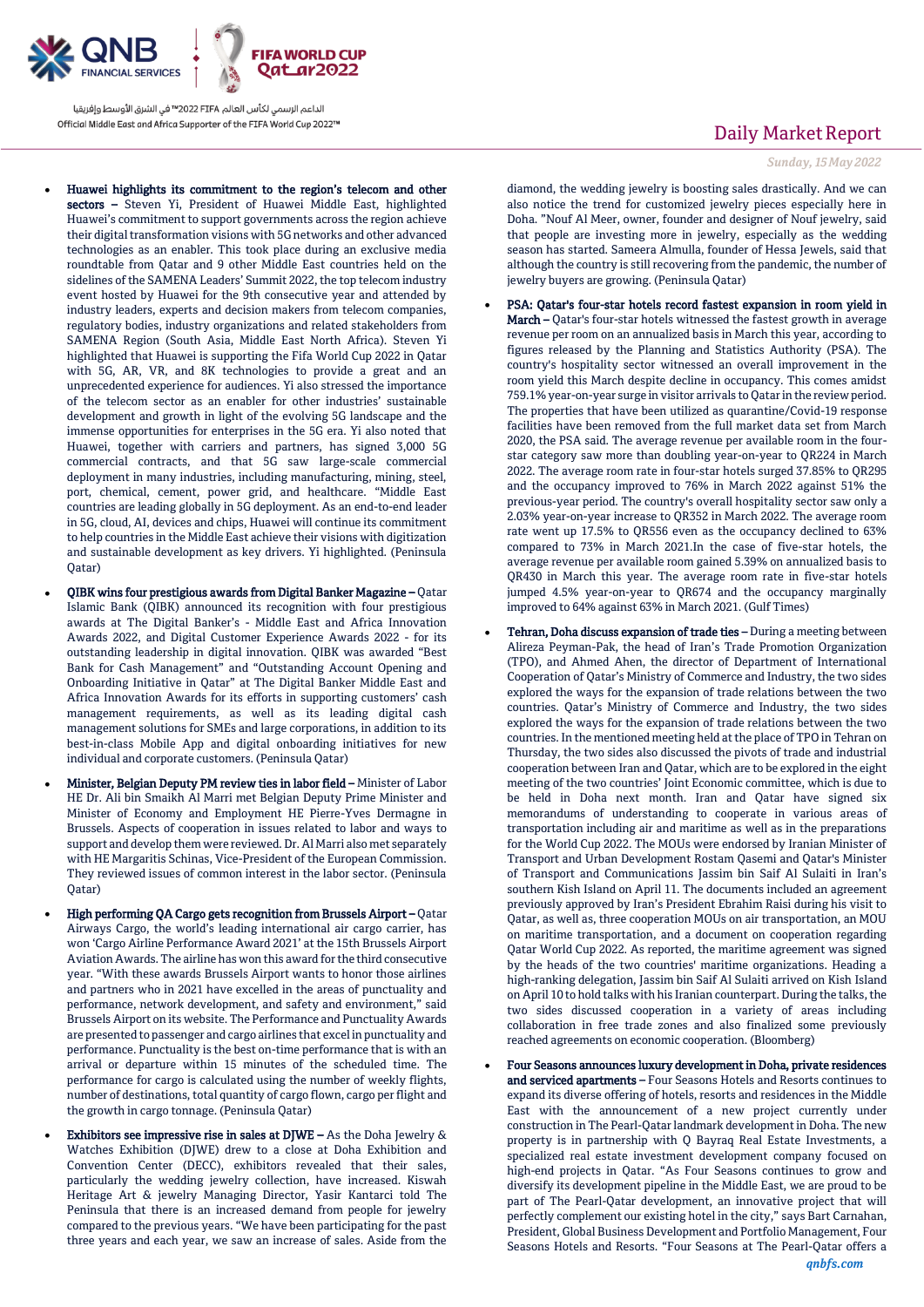- **Huawei highlights its commitment to the region's telecom and other sectors –** Steven Yi, President of Huawei Middle East, highlighted Huawei's commitment to support governments across the region achieve their digital transformation visions with 5G networks and other advanced technologies as an enabler. This took place during an exclusive media roundtable from Qatar and 9 other Middle East countries held on the sidelines of the SAMENA Leaders' Summit 2022, the top telecom industry event hosted by Huawei for the 9th consecutive year and attended by industry leaders, experts and decision makers from telecom companies, regulatory bodies, industry organizations and related stakeholders from SAMENA Region (South Asia, Middle East North Africa). Steven Yi highlighted that Huawei is supporting the Fifa World Cup 2022 in Qatar with 5G, AR, VR, and 8K technologies to provide a great and an unprecedented experience for audiences. Yi also stressed the importance of the telecom sector as an enabler for other industries' sustainable development and growth in light of the evolving 5G landscape and the immense opportunities for enterprises in the 5G era. Yi also noted that Huawei, together with carriers and partners, has signed 3,000 5G commercial contracts, and that 5G saw large-scale commercial deployment in many industries, including manufacturing, mining, steel, port, chemical, cement, power grid, and healthcare. "Middle East countries are leading globally in 5G deployment. As an end-to-end leader in 5G, cloud, AI, devices and chips, Huawei will continue its commitment to help countries in the Middle East achieve their visions with digitization and sustainable development as key drivers. Yi highlighted. (Peninsula Qatar)

- **QIBK wins four prestigious awards from Digital Banker Magazine –** Qatar Islamic Bank (QIBK) announced its recognition with four prestigious awards at The Digital Banker's - Middle East and Africa Innovation Awards 2022, and Digital Customer Experience Awards 2022 - for its outstanding leadership in digital innovation. QIBK was awarded "Best Bank for Cash Management" and "Outstanding Account Opening and Onboarding Initiative in Qatar" at The Digital Banker Middle East and Africa Innovation Awards for its efforts in supporting customers' cash management requirements, as well as its leading digital cash management solutions for SMEs and large corporations, in addition to its best-in-class Mobile App and digital onboarding initiatives for new individual and corporate customers. (Peninsula Qatar)

- **Minister, Belgian Deputy PM review ties in labor field –** Minister of Labor HE Dr. Ali bin Smaikh Al Marri met Belgian Deputy Prime Minister and Minister of Economy and Employment HE Pierre-Yves Dermagne in Brussels. Aspects of cooperation in issues related to labor and ways to support and develop them were reviewed. Dr. Al Marri also met separately with HE Margaritis Schinas, Vice-President of the European Commission. They reviewed issues of common interest in the labor sector. (Peninsula Qatar)

- **High performing QA Cargo gets recognition from Brussels Airport –** Qatar Airways Cargo, the world's leading international air cargo carrier, has won 'Cargo Airline Performance Award 2021' at the 15th Brussels Airport Aviation Awards. The airline has won this award for the third consecutive year. "With these awards Brussels Airport wants to honor those airlines and partners who in 2021 have excelled in the areas of punctuality and performance, network development, and safety and environment," said Brussels Airport on its website. The Performance and Punctuality Awards are presented to passenger and cargo airlines that excel in punctuality and performance. Punctuality is the best on-time performance that is with an arrival or departure within 15 minutes of the scheduled time. The performance for cargo is calculated using the number of weekly flights, number of destinations, total quantity of cargo flown, cargo per flight and the growth in cargo tonnage. (Peninsula Qatar)

- **Exhibitors see impressive rise in sales at DJWE –** As the Doha Jewelry & Watches Exhibition (DJWE) drew to a close at Doha Exhibition and Convention Center (DECC), exhibitors revealed that their sales, particularly the wedding jewelry collection, have increased. Kiswah Heritage Art & jewelry Managing Director, Yasir Kantarci told The Peninsula that there is an increased demand from people for jewelry compared to the previous years. "We have been participating for the past three years and each year, we saw an increase of sales. Aside from the diamond, the wedding jewelry is boosting sales drastically. And we can also notice the trend for customized jewelry pieces especially here in Doha. "Nouf Al Meer, owner, founder and designer of Nouf jewelry, said that people are investing more in jewelry, especially as the wedding season has started. Sameera Almulla, founder of Hessa Jewels, said that although the country is still recovering from the pandemic, the number of jewelry buyers are growing. (Peninsula Qatar)

- **PSA: Qatar's four-star hotels record fastest expansion in room yield in March –** Qatar's four-star hotels witnessed the fastest growth in average revenue per room on an annualized basis in March this year, according to figures released by the Planning and Statistics Authority (PSA). The country's hospitality sector witnessed an overall improvement in the room yield this March despite decline in occupancy. This comes amidst 759.1% year-on-year surge in visitor arrivals to Qatar in the review period. The properties that have been utilized as quarantine/Covid-19 response facilities have been removed from the full market data set from March 2020, the PSA said. The average revenue per available room in the four-star category saw more than doubling year-on-year to QR224 in March 2022. The average room rate in four-star hotels surged 37.85% to QR295 and the occupancy improved to 76% in March 2022 against 51% the previous-year period. The country's overall hospitality sector saw only a 2.03% year-on-year increase to QR352 in March 2022. The average room rate went up 17.5% to QR556 even as the occupancy declined to 63% compared to 73% in March 2021.In the case of five-star hotels, the average revenue per available room gained 5.39% on annualized basis to QR430 in March this year. The average room rate in five-star hotels jumped 4.5% year-on-year to QR674 and the occupancy marginally improved to 64% against 63% in March 2021. (Gulf Times)

- **Tehran, Doha discuss expansion of trade ties –** During a meeting between Alireza Peyman-Pak, the head of Iran's Trade Promotion Organization (TPO), and Ahmed Ahen, the director of Department of International Cooperation of Qatar's Ministry of Commerce and Industry, the two sides explored the ways for the expansion of trade relations between the two countries. Qatar's Ministry of Commerce and Industry, the two sides explored the ways for the expansion of trade relations between the two countries. In the mentioned meeting held at the place of TPO in Tehran on Thursday, the two sides also discussed the pivots of trade and industrial cooperation between Iran and Qatar, which are to be explored in the eight meeting of the two countries' Joint Economic committee, which is due to be held in Doha next month. Iran and Qatar have signed six memorandums of understanding to cooperate in various areas of transportation including air and maritime as well as in the preparations for the World Cup 2022. The MOUs were endorsed by Iranian Minister of Transport and Urban Development Rostam Qasemi and Qatar's Minister of Transport and Communications Jassim bin Saif Al Sulaiti in Iran's southern Kish Island on April 11. The documents included an agreement previously approved by Iran's President Ebrahim Raisi during his visit to Qatar, as well as, three cooperation MOUs on air transportation, an MOU on maritime transportation, and a document on cooperation regarding Qatar World Cup 2022. As reported, the maritime agreement was signed by the heads of the two countries' maritime organizations. Heading a high-ranking delegation, Jassim bin Saif Al Sulaiti arrived on Kish Island on April 10 to hold talks with his Iranian counterpart. During the talks, the two sides discussed cooperation in a variety of areas including collaboration in free trade zones and also finalized some previously reached agreements on economic cooperation. (Bloomberg)

- **Four Seasons announces luxury development in Doha, private residences and serviced apartments –** Four Seasons Hotels and Resorts continues to expand its diverse offering of hotels, resorts and residences in the Middle East with the announcement of a new project currently under construction in The Pearl-Qatar landmark development in Doha. The new property is in partnership with Q Bayraq Real Estate Investments, a specialized real estate investment development company focused on high-end projects in Qatar. "As Four Seasons continues to grow and diversify its development pipeline in the Middle East, we are proud to be part of The Pearl-Qatar development, an innovative project that will perfectly complement our existing hotel in the city," says Bart Carnahan, President, Global Business Development and Portfolio Management, Four Seasons Hotels and Resorts. "Four Seasons at The Pearl-Qatar offers a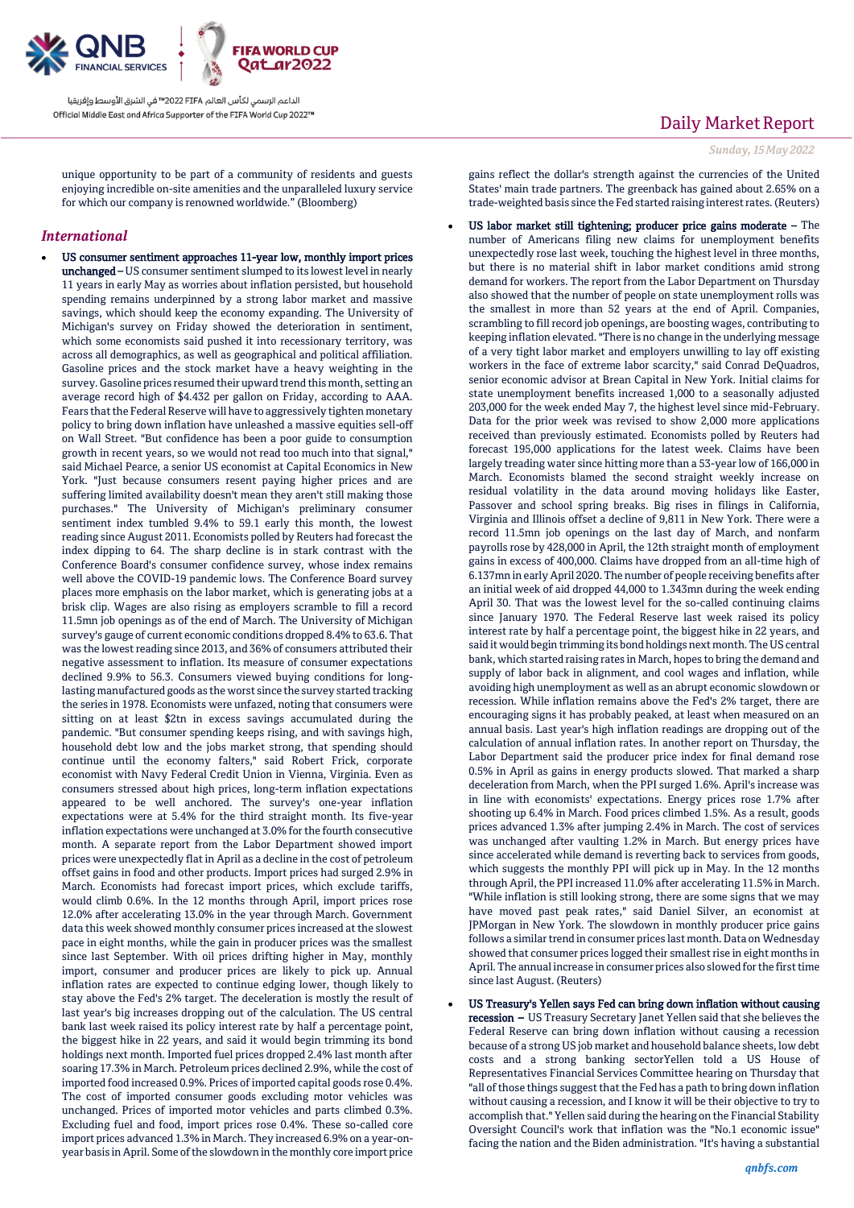unique opportunity to be part of a community of residents and guests enjoying incredible on-site amenities and the unparalleled luxury service for which our company is renowned worldwide." (Bloomberg)

## International

- **US consumer sentiment approaches 11-year low, monthly import prices unchanged –** US consumer sentiment slumped to its lowest level in nearly 11 years in early May as worries about inflation persisted, but household spending remains underpinned by a strong labor market and massive savings, which should keep the economy expanding. The University of Michigan's survey on Friday showed the deterioration in sentiment, which some economists said pushed it into recessionary territory, was across all demographics, as well as geographical and political affiliation. Gasoline prices and the stock market have a heavy weighting in the survey. Gasoline prices resumed their upward trend this month, setting an average record high of $4.432 per gallon on Friday, according to AAA. Fears that the Federal Reserve will have to aggressively tighten monetary policy to bring down inflation have unleashed a massive equities sell-off on Wall Street. "But confidence has been a poor guide to consumption growth in recent years, so we would not read too much into that signal," said Michael Pearce, a senior US economist at Capital Economics in New York. "Just because consumers resent paying higher prices and are suffering limited availability doesn't mean they aren't still making those purchases." The University of Michigan's preliminary consumer sentiment index tumbled 9.4% to 59.1 early this month, the lowest reading since August 2011. Economists polled by Reuters had forecast the index dipping to 64. The sharp decline is in stark contrast with the Conference Board's consumer confidence survey, whose index remains well above the COVID-19 pandemic lows. The Conference Board survey places more emphasis on the labor market, which is generating jobs at a brisk clip. Wages are also rising as employers scramble to fill a record 11.5mn job openings as of the end of March. The University of Michigan survey's gauge of current economic conditions dropped 8.4% to 63.6. That was the lowest reading since 2013, and 36% of consumers attributed their negative assessment to inflation. Its measure of consumer expectations declined 9.9% to 56.3. Consumers viewed buying conditions for long-lasting manufactured goods as the worst since the survey started tracking the series in 1978. Economists were unfazed, noting that consumers were sitting on at least $2tn in excess savings accumulated during the pandemic. "But consumer spending keeps rising, and with savings high, household debt low and the jobs market strong, that spending should continue until the economy falters," said Robert Frick, corporate economist with Navy Federal Credit Union in Vienna, Virginia. Even as consumers stressed about high prices, long-term inflation expectations appeared to be well anchored. The survey's one-year inflation expectations were at 5.4% for the third straight month. Its five-year inflation expectations were unchanged at 3.0% for the fourth consecutive month. A separate report from the Labor Department showed import prices were unexpectedly flat in April as a decline in the cost of petroleum offset gains in food and other products. Import prices had surged 2.9% in March. Economists had forecast import prices, which exclude tariffs, would climb 0.6%. In the 12 months through April, import prices rose 12.0% after accelerating 13.0% in the year through March. Government data this week showed monthly consumer prices increased at the slowest pace in eight months, while the gain in producer prices was the smallest since last September. With oil prices drifting higher in May, monthly import, consumer and producer prices are likely to pick up. Annual inflation rates are expected to continue edging lower, though likely to stay above the Fed's 2% target. The deceleration is mostly the result of last year's big increases dropping out of the calculation. The US central bank last week raised its policy interest rate by half a percentage point, the biggest hike in 22 years, and said it would begin trimming its bond holdings next month. Imported fuel prices dropped 2.4% last month after soaring 17.3% in March. Petroleum prices declined 2.9%, while the cost of imported food increased 0.9%. Prices of imported capital goods rose 0.4%. The cost of imported consumer goods excluding motor vehicles was unchanged. Prices of imported motor vehicles and parts climbed 0.3%. Excluding fuel and food, import prices rose 0.4%. These so-called core import prices advanced 1.3% in March. They increased 6.9% on a year-on-year basis in April. Some of the slowdown in the monthly core import price gains reflect the dollar's strength against the currencies of the United States' main trade partners. The greenback has gained about 2.65% on a trade-weighted basis since the Fed started raising interest rates. (Reuters)

- **US labor market still tightening; producer price gains moderate –** The number of Americans filing new claims for unemployment benefits unexpectedly rose last week, touching the highest level in three months, but there is no material shift in labor market conditions amid strong demand for workers. The report from the Labor Department on Thursday also showed that the number of people on state unemployment rolls was the smallest in more than 52 years at the end of April. Companies, scrambling to fill record job openings, are boosting wages, contributing to keeping inflation elevated. "There is no change in the underlying message of a very tight labor market and employers unwilling to lay off existing workers in the face of extreme labor scarcity," said Conrad DeQuadros, senior economic advisor at Brean Capital in New York. Initial claims for state unemployment benefits increased 1,000 to a seasonally adjusted 203,000 for the week ended May 7, the highest level since mid-February. Data for the prior week was revised to show 2,000 more applications received than previously estimated. Economists polled by Reuters had forecast 195,000 applications for the latest week. Claims have been largely treading water since hitting more than a 53-year low of 166,000 in March. Economists blamed the second straight weekly increase on residual volatility in the data around moving holidays like Easter, Passover and school spring breaks. Big rises in filings in California, Virginia and Illinois offset a decline of 9,811 in New York. There were a record 11.5mn job openings on the last day of March, and nonfarm payrolls rose by 428,000 in April, the 12th straight month of employment gains in excess of 400,000. Claims have dropped from an all-time high of 6.137mn in early April 2020. The number of people receiving benefits after an initial week of aid dropped 44,000 to 1.343mn during the week ending April 30. That was the lowest level for the so-called continuing claims since January 1970. The Federal Reserve last week raised its policy interest rate by half a percentage point, the biggest hike in 22 years, and said it would begin trimming its bond holdings next month. The US central bank, which started raising rates in March, hopes to bring the demand and supply of labor back in alignment, and cool wages and inflation, while avoiding high unemployment as well as an abrupt economic slowdown or recession. While inflation remains above the Fed's 2% target, there are encouraging signs it has probably peaked, at least when measured on an annual basis. Last year's high inflation readings are dropping out of the calculation of annual inflation rates. In another report on Thursday, the Labor Department said the producer price index for final demand rose 0.5% in April as gains in energy products slowed. That marked a sharp deceleration from March, when the PPI surged 1.6%. April's increase was in line with economists' expectations. Energy prices rose 1.7% after shooting up 6.4% in March. Food prices climbed 1.5%. As a result, goods prices advanced 1.3% after jumping 2.4% in March. The cost of services was unchanged after vaulting 1.2% in March. But energy prices have since accelerated while demand is reverting back to services from goods, which suggests the monthly PPI will pick up in May. In the 12 months through April, the PPI increased 11.0% after accelerating 11.5% in March. "While inflation is still looking strong, there are some signs that we may have moved past peak rates," said Daniel Silver, an economist at JPMorgan in New York. The slowdown in monthly producer price gains follows a similar trend in consumer prices last month. Data on Wednesday showed that consumer prices logged their smallest rise in eight months in April. The annual increase in consumer prices also slowed for the first time since last August. (Reuters)

- **US Treasury's Yellen says Fed can bring down inflation without causing recession –** US Treasury Secretary Janet Yellen said that she believes the Federal Reserve can bring down inflation without causing a recession because of a strong US job market and household balance sheets, low debt costs and a strong banking sectorYellen told a US House of Representatives Financial Services Committee hearing on Thursday that "all of those things suggest that the Fed has a path to bring down inflation without causing a recession, and I know it will be their objective to try to accomplish that." Yellen said during the hearing on the Financial Stability Oversight Council's work that inflation was the "No.1 economic issue" facing the nation and the Biden administration. "It's having a substantial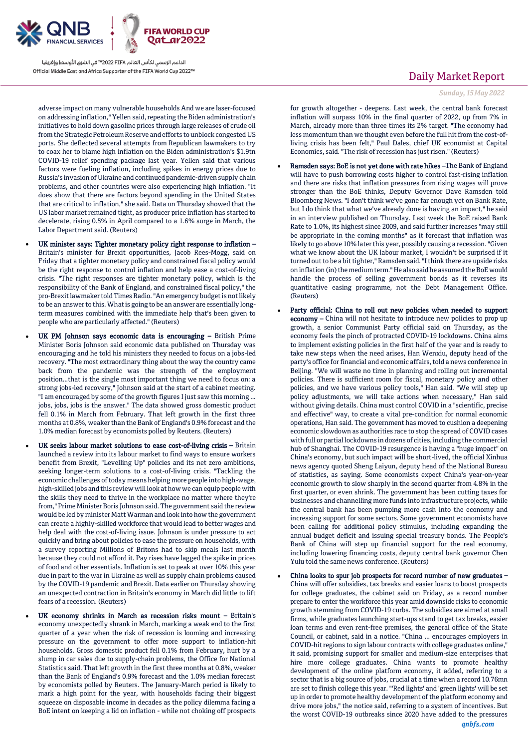adverse impact on many vulnerable households And we are laser-focused on addressing inflation," Yellen said, repeating the Biden administration's initiatives to hold down gasoline prices through large releases of crude oil from the Strategic Petroleum Reserve and efforts to unblock congested US ports. She deflected several attempts from Republican lawmakers to try to coax her to blame high inflation on the Biden administration's $1.9tn COVID-19 relief spending package last year. Yellen said that various factors were fueling inflation, including spikes in energy prices due to Russia's invasion of Ukraine and continued pandemic-driven supply chain problems, and other countries were also experiencing high inflation. "It does show that there are factors beyond spending in the United States that are critical to inflation," she said. Data on Thursday showed that the US labor market remained tight, as producer price inflation has started to decelerate, rising 0.5% in April compared to a 1.6% surge in March, the Labor Department said. (Reuters)

- **UK minister says: Tighter monetary policy right response to inflation –** Britain's minister for Brexit opportunities, Jacob Rees-Mogg, said on Friday that a tighter monetary policy and constrained fiscal policy would be the right response to control inflation and help ease a cost-of-living crisis. "The right responses are tighter monetary policy, which is the responsibility of the Bank of England, and constrained fiscal policy," the pro-Brexit lawmaker told Times Radio. "An emergency budget is not likely to be an answer to this. What is going to be an answer are essentially long-term measures combined with the immediate help that's been given to people who are particularly affected." (Reuters)
- **UK PM Johnson says economic data is encouraging –** British Prime Minister Boris Johnson said economic data published on Thursday was encouraging and he told his ministers they needed to focus on a jobs-led recovery. "The most extraordinary thing about the way the country came back from the pandemic was the strength of the employment position...that is the single most important thing we need to focus on: a strong jobs-led recovery," Johnson said at the start of a cabinet meeting. "I am encouraged by some of the growth figures I just saw this morning ... jobs, jobs, jobs is the answer." The data showed gross domestic product fell 0.1% in March from February. That left growth in the first three months at 0.8%, weaker than the Bank of England's 0.9% forecast and the 1.0% median forecast by economists polled by Reuters. (Reuters)
- **UK seeks labour market solutions to ease cost-of-living crisis –** Britain launched a review into its labour market to find ways to ensure workers benefit from Brexit, "Levelling Up" policies and its net zero ambitions, seeking longer-term solutions to a cost-of-living crisis. "Tackling the economic challenges of today means helping more people into high-wage, high-skilled jobs and this review will look at how we can equip people with the skills they need to thrive in the workplace no matter where they're from," Prime Minister Boris Johnson said. The government said the review would be led by minister Matt Warman and look into how the government can create a highly-skilled workforce that would lead to better wages and help deal with the cost-of-living issue. Johnson is under pressure to act quickly and bring about policies to ease the pressure on households, with a survey reporting Millions of Britons had to skip meals last month because they could not afford it. Pay rises have lagged the spike in prices of food and other essentials. Inflation is set to peak at over 10% this year due in part to the war in Ukraine as well as supply chain problems caused by the COVID-19 pandemic and Brexit. Data earlier on Thursday showing an unexpected contraction in Britain's economy in March did little to lift fears of a recession. (Reuters)
- **UK economy shrinks in March as recession risks mount –** Britain's economy unexpectedly shrank in March, marking a weak end to the first quarter of a year when the risk of recession is looming and increasing pressure on the government to offer more support to inflation-hit households. Gross domestic product fell 0.1% from February, hurt by a slump in car sales due to supply-chain problems, the Office for National Statistics said. That left growth in the first three months at 0.8%, weaker than the Bank of England's 0.9% forecast and the 1.0% median forecast by economists polled by Reuters. The January-March period is likely to mark a high point for the year, with households facing their biggest squeeze on disposable income in decades as the policy dilemma facing a BoE intent on keeping a lid on inflation - while not choking off prospects for growth altogether - deepens. Last week, the central bank forecast inflation will surpass 10% in the final quarter of 2022, up from 7% in March, already more than three times its 2% target. "The economy had less momentum than we thought even before the full hit from the cost-of-living crisis has been felt," Paul Dales, chief UK economist at Capital Economics, said. "The risk of recession has just risen." (Reuters)
- **Ramsden says: BoE is not yet done with rate hikes –** The Bank of England will have to push borrowing costs higher to control fast-rising inflation and there are risks that inflation pressures from rising wages will prove stronger than the BoE thinks, Deputy Governor Dave Ramsden told Bloomberg News. "I don't think we've gone far enough yet on Bank Rate, but I do think that what we've already done is having an impact," he said in an interview published on Thursday. Last week the BoE raised Bank Rate to 1.0%, its highest since 2009, and said further increases "may still be appropriate in the coming months" as it forecast that inflation was likely to go above 10% later this year, possibly causing a recession. "Given what we know about the UK labour market, I wouldn't be surprised if it turned out to be a bit tighter," Ramsden said. "I think there are upside risks on inflation (in) the medium term." He also said he assumed the BoE would handle the process of selling government bonds as it reverses its quantitative easing programme, not the Debt Management Office. (Reuters)
- **Party official: China to roll out new policies when needed to support economy –** China will not hesitate to introduce new policies to prop up growth, a senior Communist Party official said on Thursday, as the economy feels the pinch of protracted COVID-19 lockdowns. China aims to implement existing policies in the first half of the year and is ready to take new steps when the need arises, Han Wenxiu, deputy head of the party's office for financial and economic affairs, told a news conference in Beijing. "We will waste no time in planning and rolling out incremental policies. There is sufficient room for fiscal, monetary policy and other policies, and we have various policy tools," Han said. "We will step up policy adjustments, we will take actions when necessary," Han said without giving details. China must control COVID in a "scientific, precise and effective" way, to create a vital pre-condition for normal economic operations, Han said. The government has moved to cushion a deepening economic slowdown as authorities race to stop the spread of COVID cases with full or partial lockdowns in dozens of cities, including the commercial hub of Shanghai. The COVID-19 resurgence is having a "huge impact" on China's economy, but such impact will be short-lived, the official Xinhua news agency quoted Sheng Laiyun, deputy head of the National Bureau of statistics, as saying. Some economists expect China's year-on-year economic growth to slow sharply in the second quarter from 4.8% in the first quarter, or even shrink. The government has been cutting taxes for businesses and channelling more funds into infrastructure projects, while the central bank has been pumping more cash into the economy and increasing support for some sectors. Some government economists have been calling for additional policy stimulus, including expanding the annual budget deficit and issuing special treasury bonds. The People's Bank of China will step up financial support for the real economy, including lowering financing costs, deputy central bank governor Chen Yulu told the same news conference. (Reuters)
- **China looks to spur job prospects for record number of new graduates –** China will offer subsidies, tax breaks and easier loans to boost prospects for college graduates, the cabinet said on Friday, as a record number prepare to enter the workforce this year amid downside risks to economic growth stemming from COVID-19 curbs. The subsidies are aimed at small firms, while graduates launching start-ups stand to get tax breaks, easier loan terms and even rent-free premises, the general office of the State Council, or cabinet, said in a notice. "China ... encourages employers in COVID-hit regions to sign labour contracts with college graduates online," it said, promising support for smaller and medium-size enterprises that hire more college graduates. China wants to promote healthy development of the online platform economy, it added, referring to a sector that is a big source of jobs, crucial at a time when a record 10.76mn are set to finish college this year. "'Red lights' and 'green lights' will be set up in order to promote healthy development of the platform economy and drive more jobs," the notice said, referring to a system of incentives. But the worst COVID-19 outbreaks since 2020 have added to the pressures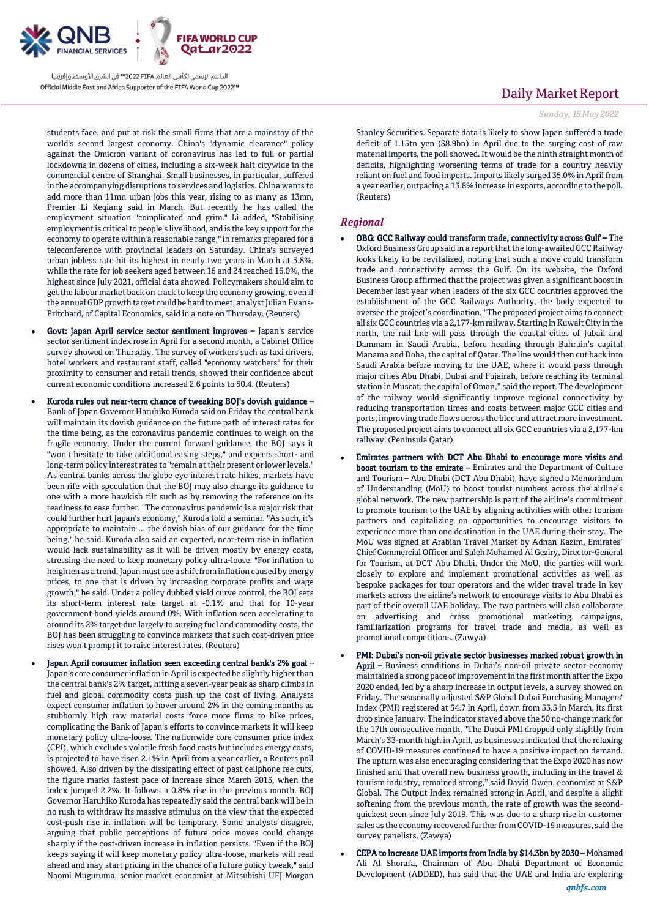students face, and put at risk the small firms that are a mainstay of the world's second largest economy. China's "dynamic clearance" policy against the Omicron variant of coronavirus has led to full or partial lockdowns in dozens of cities, including a six-week halt citywide in the commercial centre of Shanghai. Small businesses, in particular, suffered in the accompanying disruptions to services and logistics. China wants to add more than 11mn urban jobs this year, rising to as many as 13mn, Premier Li Keqiang said in March. But recently he has called the employment situation "complicated and grim." Li added, "Stabilising employment is critical to people's livelihood, and is the key support for the economy to operate within a reasonable range," in remarks prepared for a teleconference with provincial leaders on Saturday. China's surveyed urban jobless rate hit its highest in nearly two years in March at 5.8%, while the rate for job seekers aged between 16 and 24 reached 16.0%, the highest since July 2021, official data showed. Policymakers should aim to get the labour market back on track to keep the economy growing, even if the annual GDP growth target could be hard to meet, analyst Julian Evans-Pritchard, of Capital Economics, said in a note on Thursday. (Reuters)

- **Govt: Japan April service sector sentiment improves –** Japan's service sector sentiment index rose in April for a second month, a Cabinet Office survey showed on Thursday. The survey of workers such as taxi drivers, hotel workers and restaurant staff, called "economy watchers" for their proximity to consumer and retail trends, showed their confidence about current economic conditions increased 2.6 points to 50.4. (Reuters)
- **Kuroda rules out near-term chance of tweaking BOJ's dovish guidance –** Bank of Japan Governor Haruhiko Kuroda said on Friday the central bank will maintain its dovish guidance on the future path of interest rates for the time being, as the coronavirus pandemic continues to weigh on the fragile economy. Under the current forward guidance, the BOJ says it "won't hesitate to take additional easing steps," and expects short- and long-term policy interest rates to "remain at their present or lower levels." As central banks across the globe eye interest rate hikes, markets have been rife with speculation that the BOJ may also change its guidance to one with a more hawkish tilt such as by removing the reference on its readiness to ease further. "The coronavirus pandemic is a major risk that could further hurt Japan's economy," Kuroda told a seminar. "As such, it's appropriate to maintain ... the dovish bias of our guidance for the time being," he said. Kuroda also said an expected, near-term rise in inflation would lack sustainability as it will be driven mostly by energy costs, stressing the need to keep monetary policy ultra-loose. "For inflation to heighten as a trend, Japan must see a shift from inflation caused by energy prices, to one that is driven by increasing corporate profits and wage growth," he said. Under a policy dubbed yield curve control, the BOJ sets its short-term interest rate target at -0.1% and that for 10-year government bond yields around 0%. With inflation seen accelerating to around its 2% target due largely to surging fuel and commodity costs, the BOJ has been struggling to convince markets that such cost-driven price rises won't prompt it to raise interest rates. (Reuters)
- **Japan April consumer inflation seen exceeding central bank's 2% goal –** Japan's core consumer inflation in April is expected be slightly higher than the central bank's 2% target, hitting a seven-year peak as sharp climbs in fuel and global commodity costs push up the cost of living. Analysts expect consumer inflation to hover around 2% in the coming months as stubbornly high raw material costs force more firms to hike prices, complicating the Bank of Japan's efforts to convince markets it will keep monetary policy ultra-loose. The nationwide core consumer price index (CPI), which excludes volatile fresh food costs but includes energy costs, is projected to have risen 2.1% in April from a year earlier, a Reuters poll showed. Also driven by the dissipating effect of past cellphone fee cuts, the figure marks fastest pace of increase since March 2015, when the index jumped 2.2%. It follows a 0.8% rise in the previous month. BOJ Governor Haruhiko Kuroda has repeatedly said the central bank will be in no rush to withdraw its massive stimulus on the view that the expected cost-push rise in inflation will be temporary. Some analysts disagree, arguing that public perceptions of future price moves could change sharply if the cost-driven increase in inflation persists. "Even if the BOJ keeps saying it will keep monetary policy ultra-loose, markets will read ahead and may start pricing in the chance of a future policy tweak," said Naomi Muguruma, senior market economist at Mitsubishi UFJ Morgan Stanley Securities. Separate data is likely to show Japan suffered a trade deficit of 1.15tn yen ($8.9bn) in April due to the surging cost of raw material imports, the poll showed. It would be the ninth straight month of deficits, highlighting worsening terms of trade for a country heavily reliant on fuel and food imports. Imports likely surged 35.0% in April from a year earlier, outpacing a 13.8% increase in exports, according to the poll. (Reuters)

## *Regional*

- **OBG: GCC Railway could transform trade, connectivity across Gulf –** The Oxford Business Group said in a report that the long-awaited GCC Railway looks likely to be revitalized, noting that such a move could transform trade and connectivity across the Gulf. On its website, the Oxford Business Group affirmed that the project was given a significant boost in December last year when leaders of the six GCC countries approved the establishment of the GCC Railways Authority, the body expected to oversee the project's coordination. "The proposed project aims to connect all six GCC countries via a 2,177-km railway. Starting in Kuwait City in the north, the rail line will pass through the coastal cities of Jubail and Dammam in Saudi Arabia, before heading through Bahrain's capital Manama and Doha, the capital of Qatar. The line will then cut back into Saudi Arabia before moving to the UAE, where it would pass through major cities Abu Dhabi, Dubai and Fujairah, before reaching its terminal station in Muscat, the capital of Oman," said the report. The development of the railway would significantly improve regional connectivity by reducing transportation times and costs between major GCC cities and ports, improving trade flows across the bloc and attract more investment. The proposed project aims to connect all six GCC countries via a 2,177-km railway. (Peninsula Qatar)
- **Emirates partners with DCT Abu Dhabi to encourage more visits and boost tourism to the emirate –** Emirates and the Department of Culture and Tourism – Abu Dhabi (DCT Abu Dhabi), have signed a Memorandum of Understanding (MoU) to boost tourist numbers across the airline's global network. The new partnership is part of the airline's commitment to promote tourism to the UAE by aligning activities with other tourism partners and capitalizing on opportunities to encourage visitors to experience more than one destination in the UAE during their stay. The MoU was signed at Arabian Travel Market by Adnan Kazim, Emirates' Chief Commercial Officer and Saleh Mohamed Al Geziry, Director-General for Tourism, at DCT Abu Dhabi. Under the MoU, the parties will work closely to explore and implement promotional activities as well as bespoke packages for tour operators and the wider travel trade in key markets across the airline's network to encourage visits to Abu Dhabi as part of their overall UAE holiday. The two partners will also collaborate on advertising and cross promotional marketing campaigns, familiarization programs for travel trade and media, as well as promotional competitions. (Zawya)
- **PMI: Dubai's non-oil private sector businesses marked robust growth in April –** Business conditions in Dubai's non-oil private sector economy maintained a strong pace of improvement in the first month after the Expo 2020 ended, led by a sharp increase in output levels, a survey showed on Friday. The seasonally adjusted S&P Global Dubai Purchasing Managers' Index (PMI) registered at 54.7 in April, down from 55.5 in March, its first drop since January. The indicator stayed above the 50 no-change mark for the 17th consecutive month, "The Dubai PMI dropped only slightly from March's 33-month high in April, as businesses indicated that the relaxing of COVID-19 measures continued to have a positive impact on demand. The upturn was also encouraging considering that the Expo 2020 has now finished and that overall new business growth, including in the travel & tourism industry, remained strong," said David Owen, economist at S&P Global. The Output Index remained strong in April, and despite a slight softening from the previous month, the rate of growth was the second-quickest seen since July 2019. This was due to a sharp rise in customer sales as the economy recovered further from COVID-19 measures, said the survey panelists. (Zawya)
- **CEPA to increase UAE imports from India by $14.3bn by 2030 –** Mohamed Ali Al Shorafa, Chairman of Abu Dhabi Department of Economic Development (ADDED), has said that the UAE and India are exploring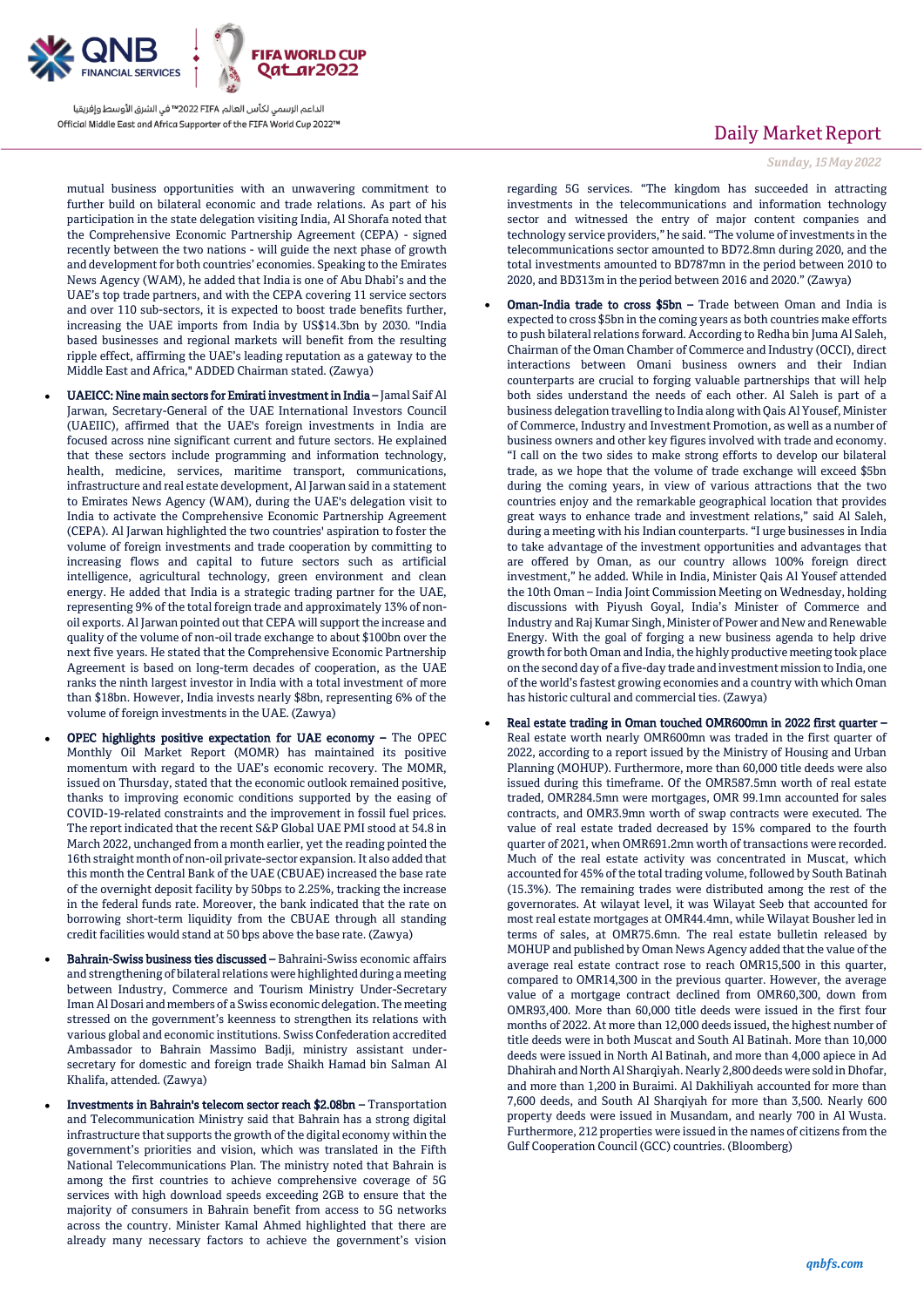mutual business opportunities with an unwavering commitment to further build on bilateral economic and trade relations. As part of his participation in the state delegation visiting India, Al Shorafa noted that the Comprehensive Economic Partnership Agreement (CEPA) - signed recently between the two nations - will guide the next phase of growth and development for both countries' economies. Speaking to the Emirates News Agency (WAM), he added that India is one of Abu Dhabi's and the UAE's top trade partners, and with the CEPA covering 11 service sectors and over 110 sub-sectors, it is expected to boost trade benefits further, increasing the UAE imports from India by US$14.3bn by 2030. "India based businesses and regional markets will benefit from the resulting ripple effect, affirming the UAE's leading reputation as a gateway to the Middle East and Africa," ADDED Chairman stated. (Zawya)

- **UAEICC: Nine main sectors for Emirati investment in India** – Jamal Saif Al Jarwan, Secretary-General of the UAE International Investors Council (UAEIIC), affirmed that the UAE's foreign investments in India are focused across nine significant current and future sectors. He explained that these sectors include programming and information technology, health, medicine, services, maritime transport, communications, infrastructure and real estate development, Al Jarwan said in a statement to Emirates News Agency (WAM), during the UAE's delegation visit to India to activate the Comprehensive Economic Partnership Agreement (CEPA). Al Jarwan highlighted the two countries' aspiration to foster the volume of foreign investments and trade cooperation by committing to increasing flows and capital to future sectors such as artificial intelligence, agricultural technology, green environment and clean energy. He added that India is a strategic trading partner for the UAE, representing 9% of the total foreign trade and approximately 13% of non-oil exports. Al Jarwan pointed out that CEPA will support the increase and quality of the volume of non-oil trade exchange to about $100bn over the next five years. He stated that the Comprehensive Economic Partnership Agreement is based on long-term decades of cooperation, as the UAE ranks the ninth largest investor in India with a total investment of more than $18bn. However, India invests nearly $8bn, representing 6% of the volume of foreign investments in the UAE. (Zawya)

- **OPEC highlights positive expectation for UAE economy** – The OPEC Monthly Oil Market Report (MOMR) has maintained its positive momentum with regard to the UAE's economic recovery. The MOMR, issued on Thursday, stated that the economic outlook remained positive, thanks to improving economic conditions supported by the easing of COVID-19-related constraints and the improvement in fossil fuel prices. The report indicated that the recent S&P Global UAE PMI stood at 54.8 in March 2022, unchanged from a month earlier, yet the reading pointed the 16th straight month of non-oil private-sector expansion. It also added that this month the Central Bank of the UAE (CBUAE) increased the base rate of the overnight deposit facility by 50bps to 2.25%, tracking the increase in the federal funds rate. Moreover, the bank indicated that the rate on borrowing short-term liquidity from the CBUAE through all standing credit facilities would stand at 50 bps above the base rate. (Zawya)

- **Bahrain-Swiss business ties discussed** – Bahraini-Swiss economic affairs and strengthening of bilateral relations were highlighted during a meeting between Industry, Commerce and Tourism Ministry Under-Secretary Iman Al Dosari and members of a Swiss economic delegation. The meeting stressed on the government's keenness to strengthen its relations with various global and economic institutions. Swiss Confederation accredited Ambassador to Bahrain Massimo Badji, ministry assistant under-secretary for domestic and foreign trade Shaikh Hamad bin Salman Al Khalifa, attended. (Zawya)

- **Investments in Bahrain's telecom sector reach $2.08bn** – Transportation and Telecommunication Ministry said that Bahrain has a strong digital infrastructure that supports the growth of the digital economy within the government's priorities and vision, which was translated in the Fifth National Telecommunications Plan. The ministry noted that Bahrain is among the first countries to achieve comprehensive coverage of 5G services with high download speeds exceeding 2GB to ensure that the majority of consumers in Bahrain benefit from access to 5G networks across the country. Minister Kamal Ahmed highlighted that there are already many necessary factors to achieve the government's vision regarding 5G services. "The kingdom has succeeded in attracting investments in the telecommunications and information technology sector and witnessed the entry of major content companies and technology service providers," he said. "The volume of investments in the telecommunications sector amounted to BD72.8mn during 2020, and the total investments amounted to BD787mn in the period between 2010 to 2020, and BD313m in the period between 2016 and 2020." (Zawya)

- **Oman-India trade to cross $5bn** – Trade between Oman and India is expected to cross $5bn in the coming years as both countries make efforts to push bilateral relations forward. According to Redha bin Juma Al Saleh, Chairman of the Oman Chamber of Commerce and Industry (OCCI), direct interactions between Omani business owners and their Indian counterparts are crucial to forging valuable partnerships that will help both sides understand the needs of each other. Al Saleh is part of a business delegation travelling to India along with Qais Al Yousef, Minister of Commerce, Industry and Investment Promotion, as well as a number of business owners and other key figures involved with trade and economy. "I call on the two sides to make strong efforts to develop our bilateral trade, as we hope that the volume of trade exchange will exceed $5bn during the coming years, in view of various attractions that the two countries enjoy and the remarkable geographical location that provides great ways to enhance trade and investment relations," said Al Saleh, during a meeting with his Indian counterparts. "I urge businesses in India to take advantage of the investment opportunities and advantages that are offered by Oman, as our country allows 100% foreign direct investment," he added. While in India, Minister Qais Al Yousef attended the 10th Oman – India Joint Commission Meeting on Wednesday, holding discussions with Piyush Goyal, India's Minister of Commerce and Industry and Raj Kumar Singh, Minister of Power and New and Renewable Energy. With the goal of forging a new business agenda to help drive growth for both Oman and India, the highly productive meeting took place on the second day of a five-day trade and investment mission to India, one of the world's fastest growing economies and a country with which Oman has historic cultural and commercial ties. (Zawya)

- **Real estate trading in Oman touched OMR600mn in 2022 first quarter** – Real estate worth nearly OMR600mn was traded in the first quarter of 2022, according to a report issued by the Ministry of Housing and Urban Planning (MOHUP). Furthermore, more than 60,000 title deeds were also issued during this timeframe. Of the OMR587.5mn worth of real estate traded, OMR284.5mn were mortgages, OMR 99.1mn accounted for sales contracts, and OMR3.9mn worth of swap contracts were executed. The value of real estate traded decreased by 15% compared to the fourth quarter of 2021, when OMR691.2mn worth of transactions were recorded. Much of the real estate activity was concentrated in Muscat, which accounted for 45% of the total trading volume, followed by South Batinah (15.3%). The remaining trades were distributed among the rest of the governorates. At wilayat level, it was Wilayat Seeb that accounted for most real estate mortgages at OMR44.4mn, while Wilayat Bousher led in terms of sales, at OMR75.6mn. The real estate bulletin released by MOHUP and published by Oman News Agency added that the value of the average real estate contract rose to reach OMR15,500 in this quarter, compared to OMR14,300 in the previous quarter. However, the average value of a mortgage contract declined from OMR60,300, down from OMR93,400. More than 60,000 title deeds were issued in the first four months of 2022. At more than 12,000 deeds issued, the highest number of title deeds were in both Muscat and South Al Batinah. More than 10,000 deeds were issued in North Al Batinah, and more than 4,000 apiece in Ad Dhahirah and North Al Sharqiyah. Nearly 2,800 deeds were sold in Dhofar, and more than 1,200 in Buraimi. Al Dakhiliyah accounted for more than 7,600 deeds, and South Al Sharqiyah for more than 3,500. Nearly 600 property deeds were issued in Musandam, and nearly 700 in Al Wusta. Furthermore, 212 properties were issued in the names of citizens from the Gulf Cooperation Council (GCC) countries. (Bloomberg)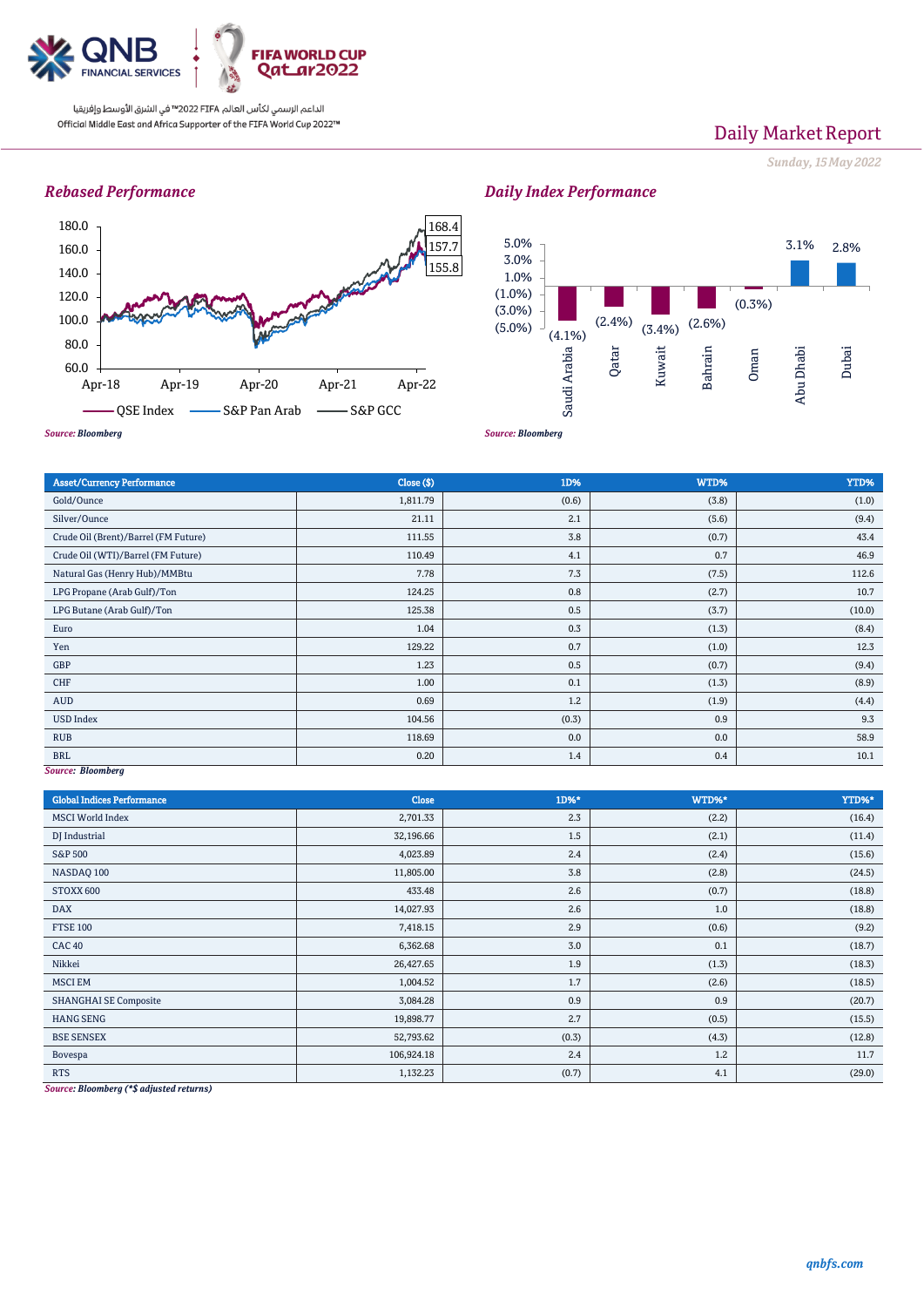Official Middle East and Africa Supporter of the FIFA World Cup 2022™

الداعم الرسمي لكأس العالم FIFA 2022™ في الشرق الأوسط وإفريقيا

# Daily Market Report

*Sunday, 15 May 2022*

## Rebased Performance

QSE Index: 155.8 | S&P Pan Arab: 157.7 | S&P GCC: 168.4

*Source: Bloomberg*

## Daily Index Performance

| Market | Change |
|---|---|
| Saudi Arabia | (4.1%) |
| Qatar | (2.4%) |
| Kuwait | (3.4%) |
| Bahrain | (2.6%) |
| Oman | (0.3%) |
| Abu Dhabi | 3.1% |
| Dubai | 2.8% |

*Source: Bloomberg*

| Asset/Currency Performance | Close ($) | 1D% | WTD% | YTD% |
|---|---|---|---|---|
| Gold/Ounce | 1,811.79 | (0.6) | (3.8) | (1.0) |
| Silver/Ounce | 21.11 | 2.1 | (5.6) | (9.4) |
| Crude Oil (Brent)/Barrel (FM Future) | 111.55 | 3.8 | (0.7) | 43.4 |
| Crude Oil (WTI)/Barrel (FM Future) | 110.49 | 4.1 | 0.7 | 46.9 |
| Natural Gas (Henry Hub)/MMBtu | 7.78 | 7.3 | (7.5) | 112.6 |
| LPG Propane (Arab Gulf)/Ton | 124.25 | 0.8 | (2.7) | 10.7 |
| LPG Butane (Arab Gulf)/Ton | 125.38 | 0.5 | (3.7) | (10.0) |
| Euro | 1.04 | 0.3 | (1.3) | (8.4) |
| Yen | 129.22 | 0.7 | (1.0) | 12.3 |
| GBP | 1.23 | 0.5 | (0.7) | (9.4) |
| CHF | 1.00 | 0.1 | (1.3) | (8.9) |
| AUD | 0.69 | 1.2 | (1.9) | (4.4) |
| USD Index | 104.56 | (0.3) | 0.9 | 9.3 |
| RUB | 118.69 | 0.0 | 0.0 | 58.9 |
| BRL | 0.20 | 1.4 | 0.4 | 10.1 |

*Source: Bloomberg*

| Global Indices Performance | Close | 1D%* | WTD%* | YTD%* |
|---|---|---|---|---|
| MSCI World Index | 2,701.33 | 2.3 | (2.2) | (16.4) |
| DJ Industrial | 32,196.66 | 1.5 | (2.1) | (11.4) |
| S&P 500 | 4,023.89 | 2.4 | (2.4) | (15.6) |
| NASDAQ 100 | 11,805.00 | 3.8 | (2.8) | (24.5) |
| STOXX 600 | 433.48 | 2.6 | (0.7) | (18.8) |
| DAX | 14,027.93 | 2.6 | 1.0 | (18.8) |
| FTSE 100 | 7,418.15 | 2.9 | (0.6) | (9.2) |
| CAC 40 | 6,362.68 | 3.0 | 0.1 | (18.7) |
| Nikkei | 26,427.65 | 1.9 | (1.3) | (18.3) |
| MSCI EM | 1,004.52 | 1.7 | (2.6) | (18.5) |
| SHANGHAI SE Composite | 3,084.28 | 0.9 | 0.9 | (20.7) |
| HANG SENG | 19,898.77 | 2.7 | (0.5) | (15.5) |
| BSE SENSEX | 52,793.62 | (0.3) | (4.3) | (12.8) |
| Bovespa | 106,924.18 | 2.4 | 1.2 | 11.7 |
| RTS | 1,132.23 | (0.7) | 4.1 | (29.0) |

*Source: Bloomberg (*$ adjusted returns)*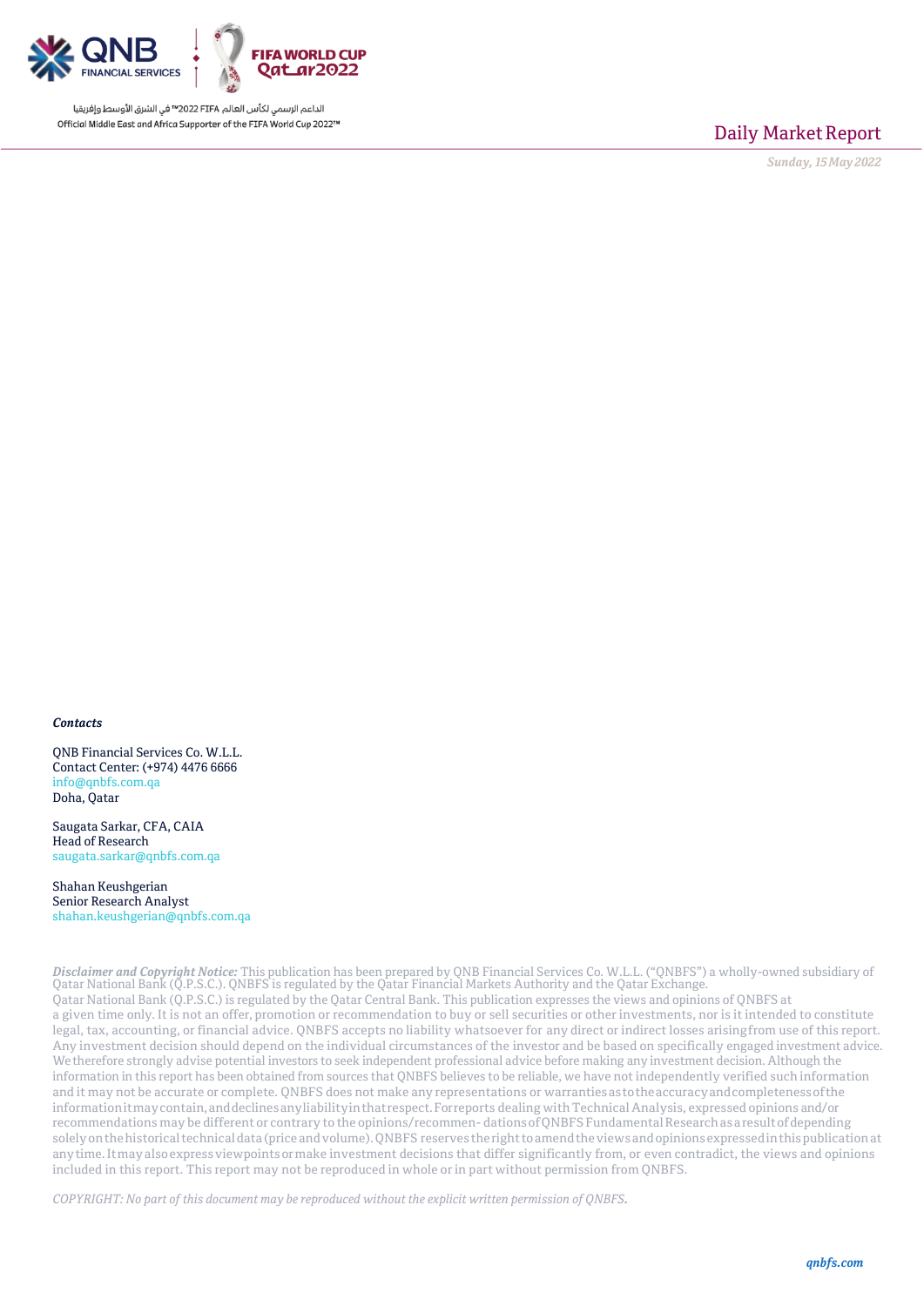الداعم الرسمي لكأس العالم FIFA 2022™ في الشرق الأوسط وإفريقيا
Official Middle East and Africa Supporter of the FIFA World Cup 2022™

# Daily Market Report

*Sunday, 15 May 2022*

***Contacts***

QNB Financial Services Co. W.L.L.
Contact Center: (+974) 4476 6666
info@qnbfs.com.qa
Doha, Qatar

Saugata Sarkar, CFA, CAIA
Head of Research
saugata.sarkar@qnbfs.com.qa

Shahan Keushgerian
Senior Research Analyst
shahan.keushgerian@qnbfs.com.qa

***Disclaimer and Copyright Notice:*** This publication has been prepared by QNB Financial Services Co. W.L.L. ("QNBFS") a wholly-owned subsidiary of Qatar National Bank (Q.P.S.C.). QNBFS is regulated by the Qatar Financial Markets Authority and the Qatar Exchange. Qatar National Bank (Q.P.S.C.) is regulated by the Qatar Central Bank. This publication expresses the views and opinions of QNBFS at a given time only. It is not an offer, promotion or recommendation to buy or sell securities or other investments, nor is it intended to constitute legal, tax, accounting, or financial advice. QNBFS accepts no liability whatsoever for any direct or indirect losses arising from use of this report. Any investment decision should depend on the individual circumstances of the investor and be based on specifically engaged investment advice. We therefore strongly advise potential investors to seek independent professional advice before making any investment decision. Although the information in this report has been obtained from sources that QNBFS believes to be reliable, we have not independently verified such information and it may not be accurate or complete. QNBFS does not make any representations or warranties as to the accuracy and completeness of the information it may contain, and declines any liability in that respect. For reports dealing with Technical Analysis, expressed opinions and/or recommendations may be different or contrary to the opinions/recommen- dations of QNBFS Fundamental Research as a result of depending solely on the historical technical data (price and volume). QNBFS reserves the right to amend the views and opinions expressed in this publication at any time. It may also express viewpoints or make investment decisions that differ significantly from, or even contradict, the views and opinions included in this report. This report may not be reproduced in whole or in part without permission from QNBFS.

*COPYRIGHT: No part of this document may be reproduced without the explicit written permission of QNBFS.*

*qnbfs.com*